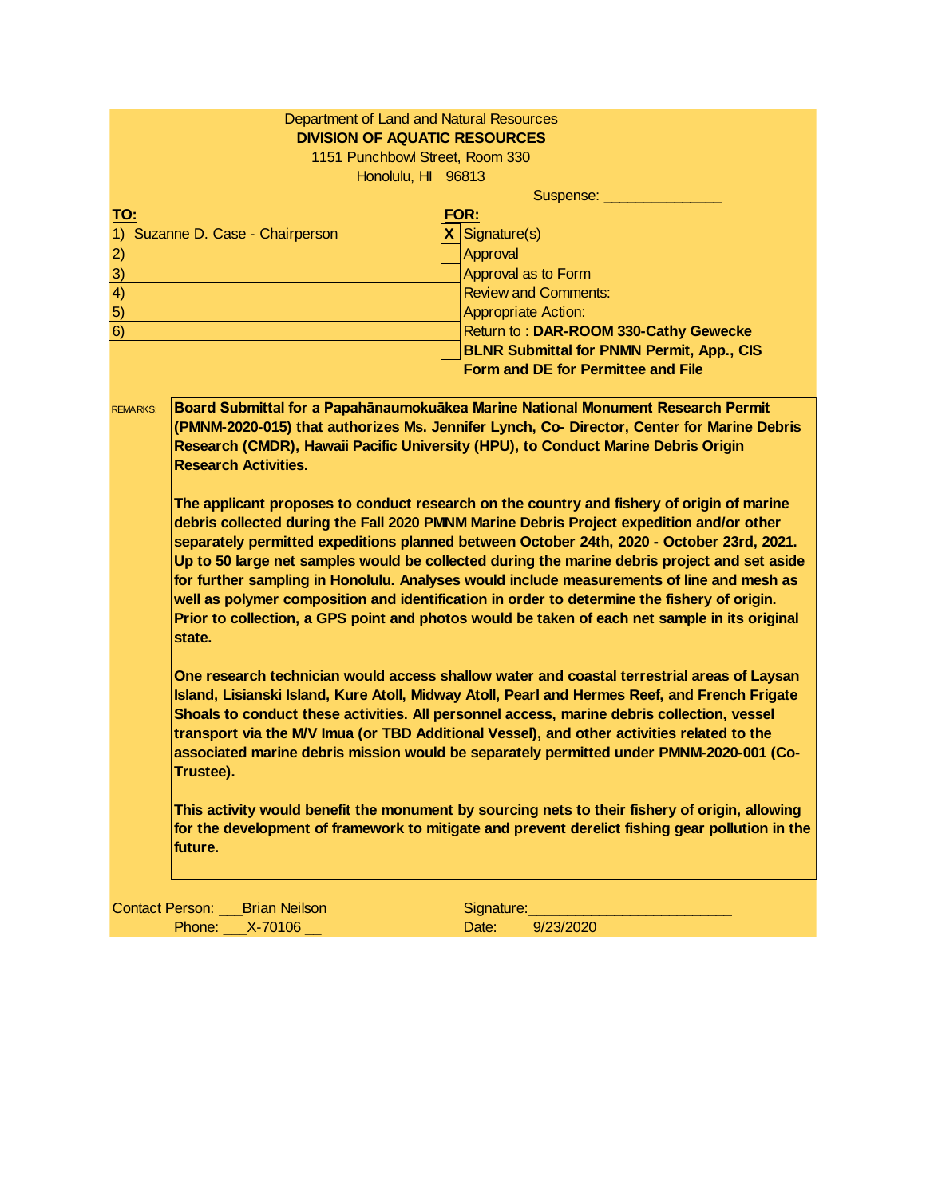Department of Land and Natural Resources

**DIVISION OF AQUATIC RESOURCES**

1151 Punchbowl Street, Room 330

Honolulu, HI 96813

Suspense: _______________

| **TO:** | **FOR:** |
|---|---|
| 1) Suzanne D. Case - Chairperson | [X] Signature(s) |
| 2) | [ ] Approval |
| 3) | [ ] Approval as to Form |
| 4) | [ ] Review and Comments: |
| 5) | [ ] Appropriate Action: |
| 6) | [ ] Return to : **DAR-ROOM 330-Cathy Gewecke** |
| | [ ] **BLNR Submittal for PNMN Permit, App., CIS Form and DE for Permittee and File** |

REMARKS:

**Board Submittal for a Papahānaumokuākea Marine National Monument Research Permit (PMNM-2020-015) that authorizes Ms. Jennifer Lynch, Co- Director, Center for Marine Debris Research (CMDR), Hawaii Pacific University (HPU), to Conduct Marine Debris Origin Research Activities.**

**The applicant proposes to conduct research on the country and fishery of origin of marine debris collected during the Fall 2020 PMNM Marine Debris Project expedition and/or other separately permitted expeditions planned between October 24th, 2020 - October 23rd, 2021. Up to 50 large net samples would be collected during the marine debris project and set aside for further sampling in Honolulu. Analyses would include measurements of line and mesh as well as polymer composition and identification in order to determine the fishery of origin. Prior to collection, a GPS point and photos would be taken of each net sample in its original state.**

**One research technician would access shallow water and coastal terrestrial areas of Laysan Island, Lisianski Island, Kure Atoll, Midway Atoll, Pearl and Hermes Reef, and French Frigate Shoals to conduct these activities. All personnel access, marine debris collection, vessel transport via the M/V Imua (or TBD Additional Vessel), and other activities related to the associated marine debris mission would be separately permitted under PMNM-2020-001 (Co-Trustee).**

**This activity would benefit the monument by sourcing nets to their fishery of origin, allowing for the development of framework to mitigate and prevent derelict fishing gear pollution in the future.**

Contact Person: ___Brian Neilson

Phone: ___X-70106 __

Signature:_________________________

Date: 9/23/2020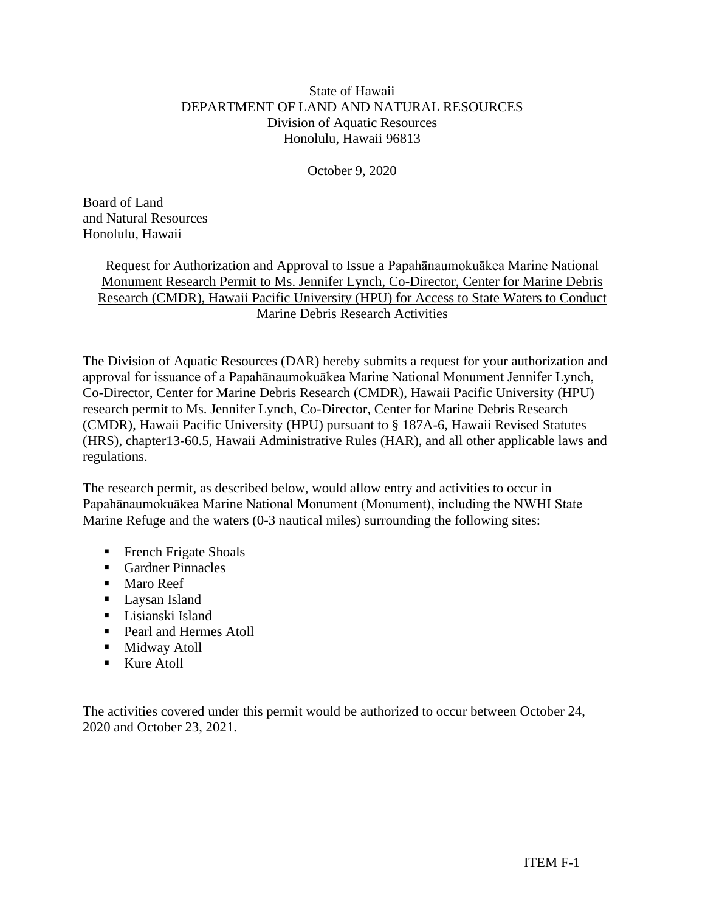State of Hawaii
DEPARTMENT OF LAND AND NATURAL RESOURCES
Division of Aquatic Resources
Honolulu, Hawaii 96813

October 9, 2020

Board of Land
and Natural Resources
Honolulu, Hawaii

Request for Authorization and Approval to Issue a Papahānaumokuākea Marine National Monument Research Permit to Ms. Jennifer Lynch, Co-Director, Center for Marine Debris Research (CMDR), Hawaii Pacific University (HPU) for Access to State Waters to Conduct Marine Debris Research Activities

The Division of Aquatic Resources (DAR) hereby submits a request for your authorization and approval for issuance of a Papahānaumokuākea Marine National Monument Jennifer Lynch, Co-Director, Center for Marine Debris Research (CMDR), Hawaii Pacific University (HPU) research permit to Ms. Jennifer Lynch, Co-Director, Center for Marine Debris Research (CMDR), Hawaii Pacific University (HPU) pursuant to § 187A-6, Hawaii Revised Statutes (HRS), chapter13-60.5, Hawaii Administrative Rules (HAR), and all other applicable laws and regulations.

The research permit, as described below, would allow entry and activities to occur in Papahānaumokuākea Marine National Monument (Monument), including the NWHI State Marine Refuge and the waters (0-3 nautical miles) surrounding the following sites:

- French Frigate Shoals
- Gardner Pinnacles
- Maro Reef
- Laysan Island
- Lisianski Island
- Pearl and Hermes Atoll
- Midway Atoll
- Kure Atoll

The activities covered under this permit would be authorized to occur between October 24, 2020 and October 23, 2021.

ITEM F-1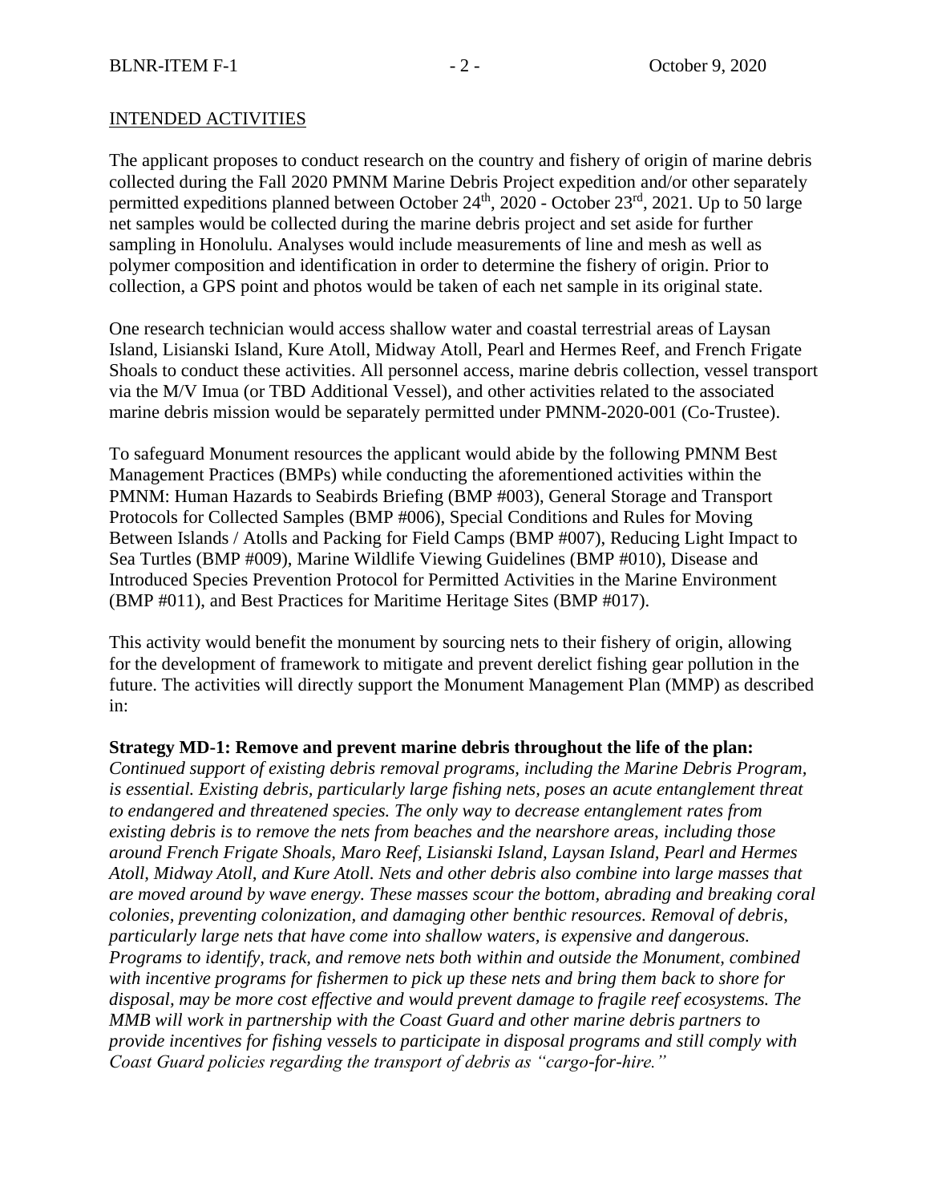INTENDED ACTIVITIES

The applicant proposes to conduct research on the country and fishery of origin of marine debris collected during the Fall 2020 PMNM Marine Debris Project expedition and/or other separately permitted expeditions planned between October 24th, 2020 - October 23rd, 2021. Up to 50 large net samples would be collected during the marine debris project and set aside for further sampling in Honolulu. Analyses would include measurements of line and mesh as well as polymer composition and identification in order to determine the fishery of origin. Prior to collection, a GPS point and photos would be taken of each net sample in its original state.

One research technician would access shallow water and coastal terrestrial areas of Laysan Island, Lisianski Island, Kure Atoll, Midway Atoll, Pearl and Hermes Reef, and French Frigate Shoals to conduct these activities. All personnel access, marine debris collection, vessel transport via the M/V Imua (or TBD Additional Vessel), and other activities related to the associated marine debris mission would be separately permitted under PMNM-2020-001 (Co-Trustee).

To safeguard Monument resources the applicant would abide by the following PMNM Best Management Practices (BMPs) while conducting the aforementioned activities within the PMNM: Human Hazards to Seabirds Briefing (BMP #003), General Storage and Transport Protocols for Collected Samples (BMP #006), Special Conditions and Rules for Moving Between Islands / Atolls and Packing for Field Camps (BMP #007), Reducing Light Impact to Sea Turtles (BMP #009), Marine Wildlife Viewing Guidelines (BMP #010), Disease and Introduced Species Prevention Protocol for Permitted Activities in the Marine Environment (BMP #011), and Best Practices for Maritime Heritage Sites (BMP #017).

This activity would benefit the monument by sourcing nets to their fishery of origin, allowing for the development of framework to mitigate and prevent derelict fishing gear pollution in the future. The activities will directly support the Monument Management Plan (MMP) as described in:

**Strategy MD-1: Remove and prevent marine debris throughout the life of the plan:**
*Continued support of existing debris removal programs, including the Marine Debris Program, is essential. Existing debris, particularly large fishing nets, poses an acute entanglement threat to endangered and threatened species. The only way to decrease entanglement rates from existing debris is to remove the nets from beaches and the nearshore areas, including those around French Frigate Shoals, Maro Reef, Lisianski Island, Laysan Island, Pearl and Hermes Atoll, Midway Atoll, and Kure Atoll. Nets and other debris also combine into large masses that are moved around by wave energy. These masses scour the bottom, abrading and breaking coral colonies, preventing colonization, and damaging other benthic resources. Removal of debris, particularly large nets that have come into shallow waters, is expensive and dangerous. Programs to identify, track, and remove nets both within and outside the Monument, combined with incentive programs for fishermen to pick up these nets and bring them back to shore for disposal, may be more cost effective and would prevent damage to fragile reef ecosystems. The MMB will work in partnership with the Coast Guard and other marine debris partners to provide incentives for fishing vessels to participate in disposal programs and still comply with Coast Guard policies regarding the transport of debris as "cargo-for-hire."*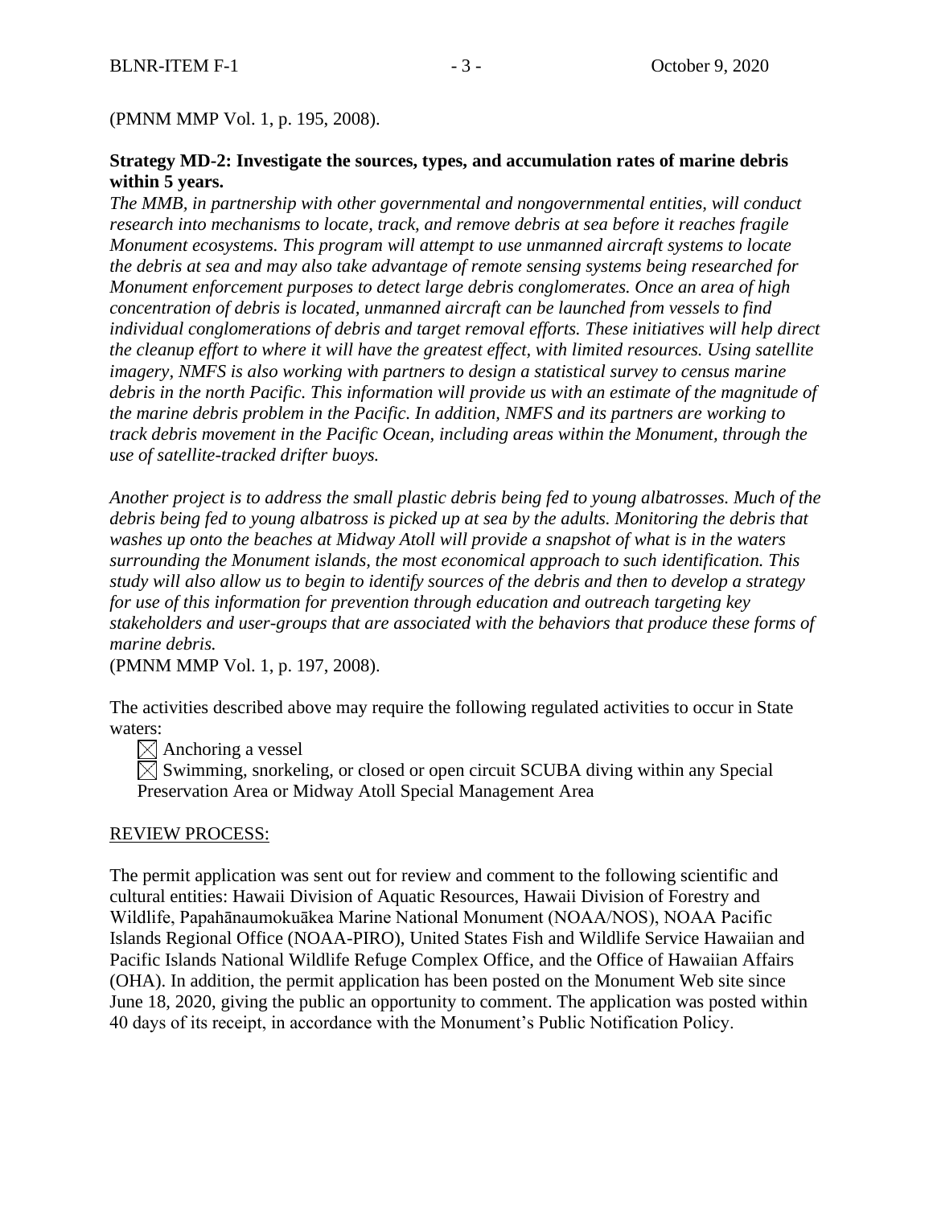(PMNM MMP Vol. 1, p. 195, 2008).

**Strategy MD-2: Investigate the sources, types, and accumulation rates of marine debris within 5 years.**

*The MMB, in partnership with other governmental and nongovernmental entities, will conduct research into mechanisms to locate, track, and remove debris at sea before it reaches fragile Monument ecosystems. This program will attempt to use unmanned aircraft systems to locate the debris at sea and may also take advantage of remote sensing systems being researched for Monument enforcement purposes to detect large debris conglomerates. Once an area of high concentration of debris is located, unmanned aircraft can be launched from vessels to find individual conglomerations of debris and target removal efforts. These initiatives will help direct the cleanup effort to where it will have the greatest effect, with limited resources. Using satellite imagery, NMFS is also working with partners to design a statistical survey to census marine debris in the north Pacific. This information will provide us with an estimate of the magnitude of the marine debris problem in the Pacific. In addition, NMFS and its partners are working to track debris movement in the Pacific Ocean, including areas within the Monument, through the use of satellite-tracked drifter buoys.*

*Another project is to address the small plastic debris being fed to young albatrosses. Much of the debris being fed to young albatross is picked up at sea by the adults. Monitoring the debris that washes up onto the beaches at Midway Atoll will provide a snapshot of what is in the waters surrounding the Monument islands, the most economical approach to such identification. This study will also allow us to begin to identify sources of the debris and then to develop a strategy for use of this information for prevention through education and outreach targeting key stakeholders and user-groups that are associated with the behaviors that produce these forms of marine debris.*

(PMNM MMP Vol. 1, p. 197, 2008).

The activities described above may require the following regulated activities to occur in State waters:

- ☒ Anchoring a vessel
- ☒ Swimming, snorkeling, or closed or open circuit SCUBA diving within any Special Preservation Area or Midway Atoll Special Management Area

REVIEW PROCESS:

The permit application was sent out for review and comment to the following scientific and cultural entities: Hawaii Division of Aquatic Resources, Hawaii Division of Forestry and Wildlife, Papahānaumokuākea Marine National Monument (NOAA/NOS), NOAA Pacific Islands Regional Office (NOAA-PIRO), United States Fish and Wildlife Service Hawaiian and Pacific Islands National Wildlife Refuge Complex Office, and the Office of Hawaiian Affairs (OHA). In addition, the permit application has been posted on the Monument Web site since June 18, 2020, giving the public an opportunity to comment. The application was posted within 40 days of its receipt, in accordance with the Monument's Public Notification Policy.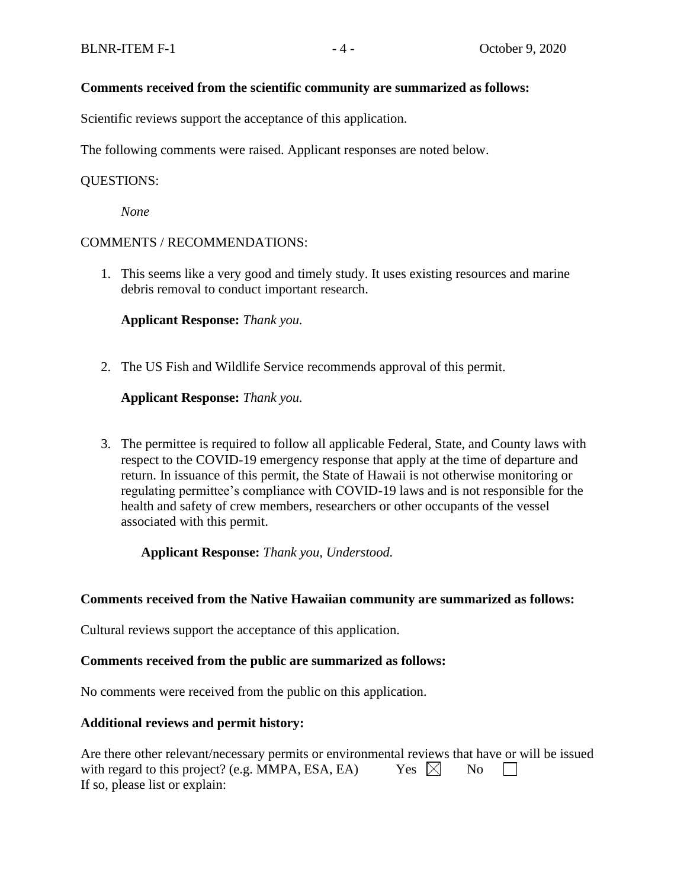**Comments received from the scientific community are summarized as follows:**

Scientific reviews support the acceptance of this application.

The following comments were raised. Applicant responses are noted below.

QUESTIONS:

*None*

COMMENTS / RECOMMENDATIONS:

1. This seems like a very good and timely study. It uses existing resources and marine debris removal to conduct important research.

   **Applicant Response:** *Thank you.*

2. The US Fish and Wildlife Service recommends approval of this permit.

   **Applicant Response:** *Thank you.*

3. The permittee is required to follow all applicable Federal, State, and County laws with respect to the COVID-19 emergency response that apply at the time of departure and return. In issuance of this permit, the State of Hawaii is not otherwise monitoring or regulating permittee's compliance with COVID-19 laws and is not responsible for the health and safety of crew members, researchers or other occupants of the vessel associated with this permit.

   **Applicant Response:** *Thank you, Understood.*

**Comments received from the Native Hawaiian community are summarized as follows:**

Cultural reviews support the acceptance of this application.

**Comments received from the public are summarized as follows:**

No comments were received from the public on this application.

**Additional reviews and permit history:**

Are there other relevant/necessary permits or environmental reviews that have or will be issued with regard to this project? (e.g. MMPA, ESA, EA) Yes ☒ No ☐
If so, please list or explain: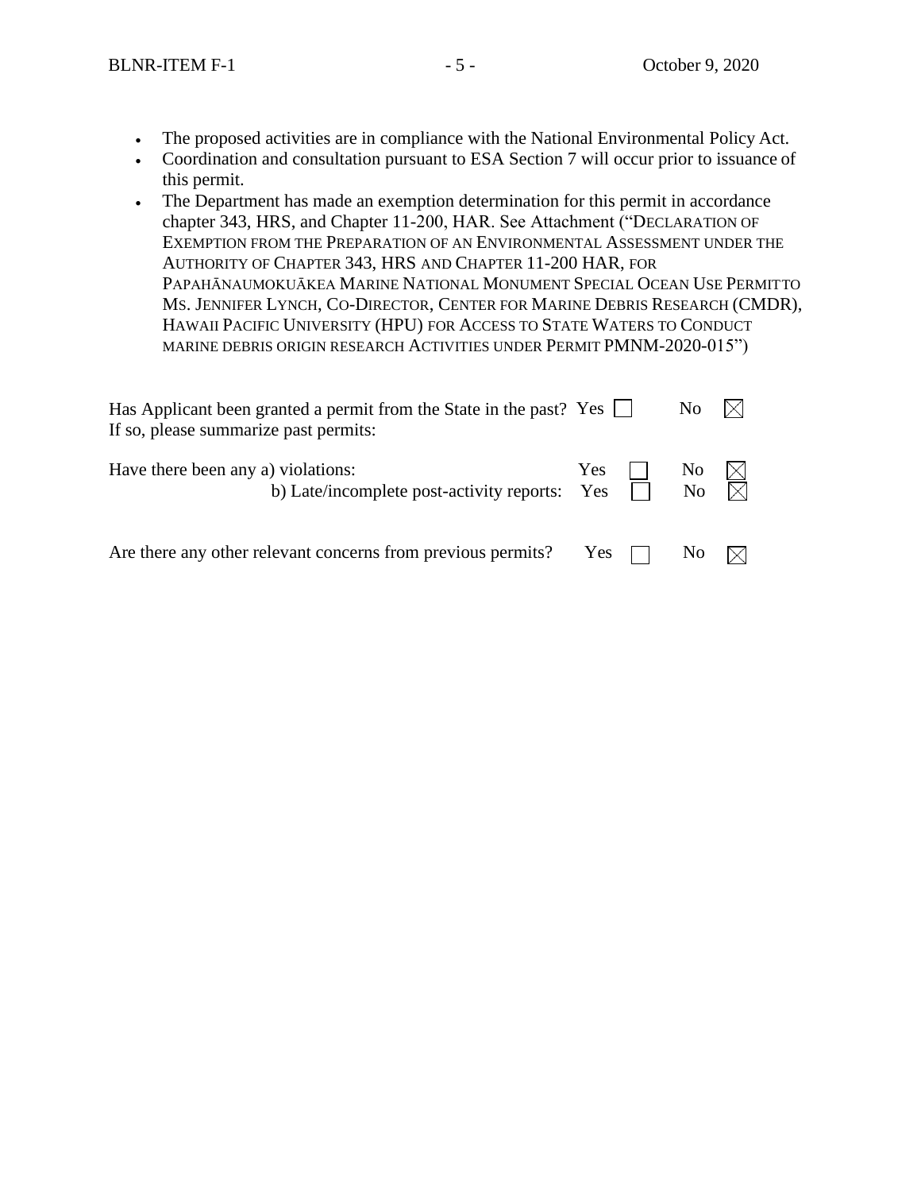- The proposed activities are in compliance with the National Environmental Policy Act.
- Coordination and consultation pursuant to ESA Section 7 will occur prior to issuance of this permit.
- The Department has made an exemption determination for this permit in accordance chapter 343, HRS, and Chapter 11-200, HAR. See Attachment ("DECLARATION OF EXEMPTION FROM THE PREPARATION OF AN ENVIRONMENTAL ASSESSMENT UNDER THE AUTHORITY OF CHAPTER 343, HRS AND CHAPTER 11-200 HAR, FOR PAPAHĀNAUMOKUĀKEA MARINE NATIONAL MONUMENT SPECIAL OCEAN USE PERMIT TO MS. JENNIFER LYNCH, CO-DIRECTOR, CENTER FOR MARINE DEBRIS RESEARCH (CMDR), HAWAII PACIFIC UNIVERSITY (HPU) FOR ACCESS TO STATE WATERS TO CONDUCT MARINE DEBRIS ORIGIN RESEARCH ACTIVITIES UNDER PERMIT PMNM-2020-015")

Has Applicant been granted a permit from the State in the past? Yes ☐ No ☒
If so, please summarize past permits:

Have there been any a) violations: Yes ☐ No ☒
b) Late/incomplete post-activity reports: Yes ☐ No ☒

Are there any other relevant concerns from previous permits? Yes ☐ No ☒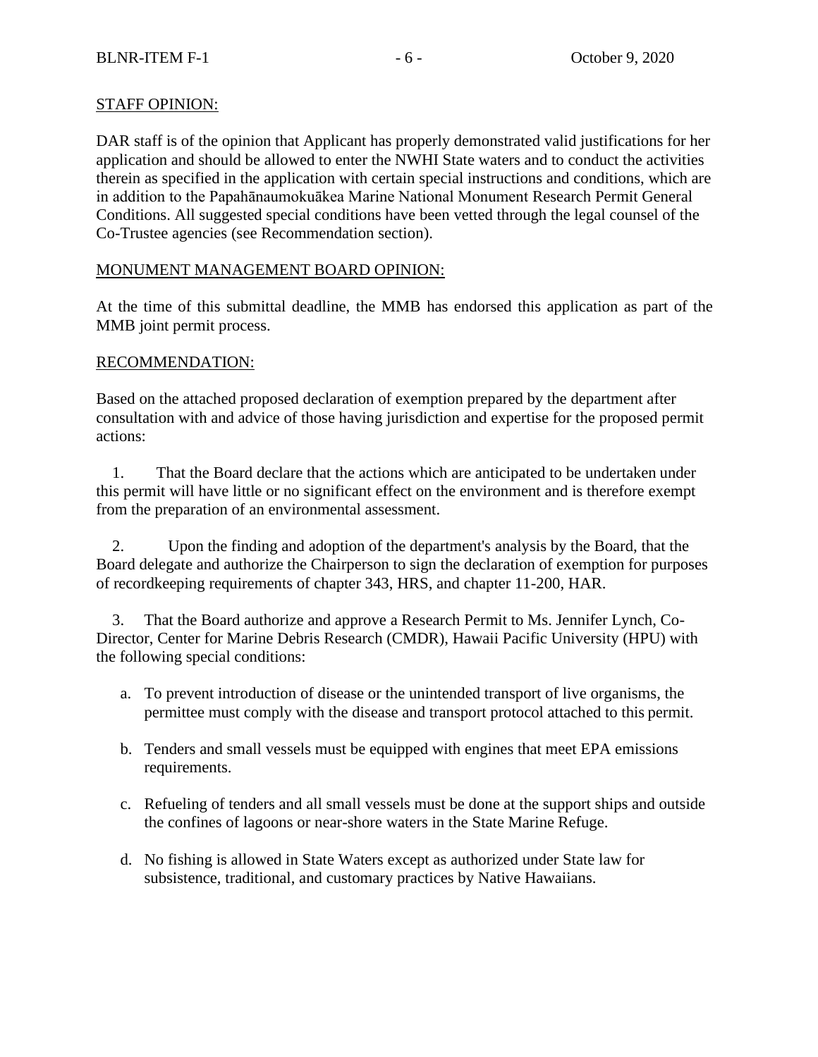## STAFF OPINION:

DAR staff is of the opinion that Applicant has properly demonstrated valid justifications for her application and should be allowed to enter the NWHI State waters and to conduct the activities therein as specified in the application with certain special instructions and conditions, which are in addition to the Papahānaumokuākea Marine National Monument Research Permit General Conditions. All suggested special conditions have been vetted through the legal counsel of the Co-Trustee agencies (see Recommendation section).

## MONUMENT MANAGEMENT BOARD OPINION:

At the time of this submittal deadline, the MMB has endorsed this application as part of the MMB joint permit process.

## RECOMMENDATION:

Based on the attached proposed declaration of exemption prepared by the department after consultation with and advice of those having jurisdiction and expertise for the proposed permit actions:

1. That the Board declare that the actions which are anticipated to be undertaken under this permit will have little or no significant effect on the environment and is therefore exempt from the preparation of an environmental assessment.

2. Upon the finding and adoption of the department's analysis by the Board, that the Board delegate and authorize the Chairperson to sign the declaration of exemption for purposes of recordkeeping requirements of chapter 343, HRS, and chapter 11-200, HAR.

3. That the Board authorize and approve a Research Permit to Ms. Jennifer Lynch, Co-Director, Center for Marine Debris Research (CMDR), Hawaii Pacific University (HPU) with the following special conditions:

   a. To prevent introduction of disease or the unintended transport of live organisms, the permittee must comply with the disease and transport protocol attached to this permit.

   b. Tenders and small vessels must be equipped with engines that meet EPA emissions requirements.

   c. Refueling of tenders and all small vessels must be done at the support ships and outside the confines of lagoons or near-shore waters in the State Marine Refuge.

   d. No fishing is allowed in State Waters except as authorized under State law for subsistence, traditional, and customary practices by Native Hawaiians.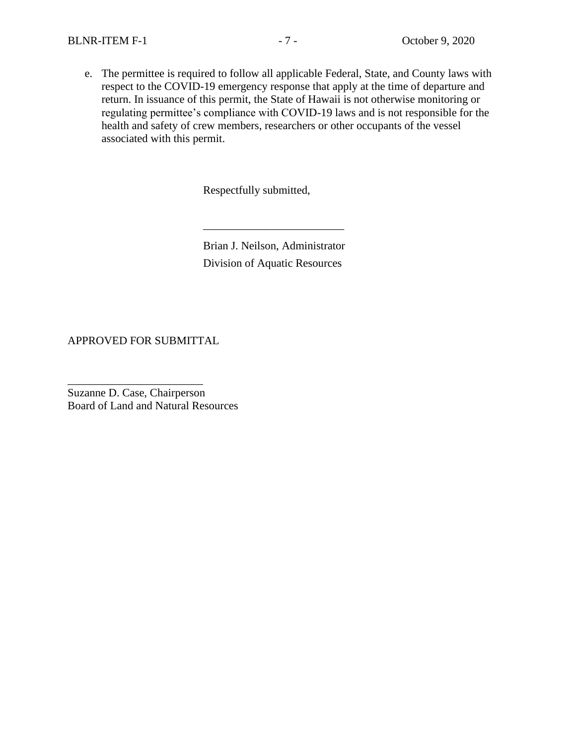e. The permittee is required to follow all applicable Federal, State, and County laws with respect to the COVID-19 emergency response that apply at the time of departure and return. In issuance of this permit, the State of Hawaii is not otherwise monitoring or regulating permittee's compliance with COVID-19 laws and is not responsible for the health and safety of crew members, researchers or other occupants of the vessel associated with this permit.

Respectfully submitted,

_________________________

Brian J. Neilson, Administrator
Division of Aquatic Resources

APPROVED FOR SUBMITTAL

_________________________

Suzanne D. Case, Chairperson
Board of Land and Natural Resources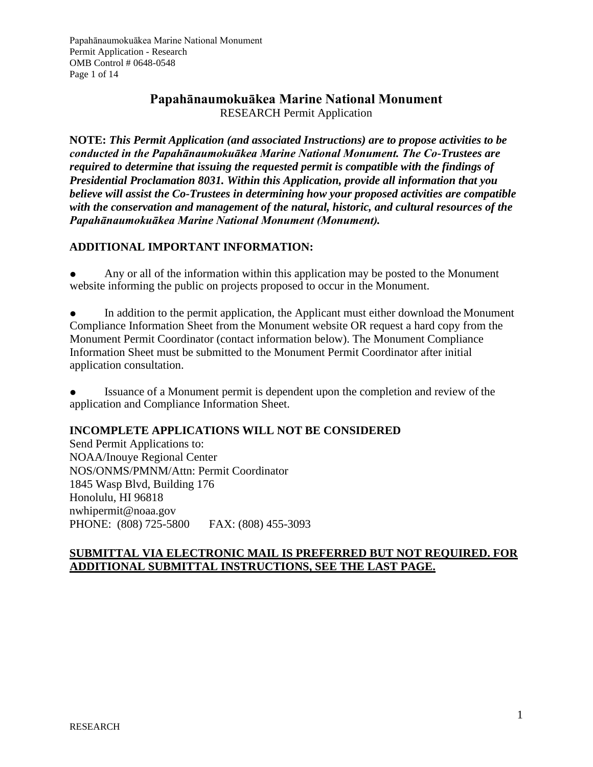# Papahānaumokuākea Marine National Monument

RESEARCH Permit Application

**NOTE:** ***This Permit Application (and associated Instructions) are to propose activities to be conducted in the Papahānaumokuākea Marine National Monument. The Co-Trustees are required to determine that issuing the requested permit is compatible with the findings of Presidential Proclamation 8031. Within this Application, provide all information that you believe will assist the Co-Trustees in determining how your proposed activities are compatible with the conservation and management of the natural, historic, and cultural resources of the Papahānaumokuākea Marine National Monument (Monument).***

## ADDITIONAL IMPORTANT INFORMATION:

- Any or all of the information within this application may be posted to the Monument website informing the public on projects proposed to occur in the Monument.
- In addition to the permit application, the Applicant must either download the Monument Compliance Information Sheet from the Monument website OR request a hard copy from the Monument Permit Coordinator (contact information below). The Monument Compliance Information Sheet must be submitted to the Monument Permit Coordinator after initial application consultation.
- Issuance of a Monument permit is dependent upon the completion and review of the application and Compliance Information Sheet.

**INCOMPLETE APPLICATIONS WILL NOT BE CONSIDERED**

Send Permit Applications to:
NOAA/Inouye Regional Center
NOS/ONMS/PMNM/Attn: Permit Coordinator
1845 Wasp Blvd, Building 176
Honolulu, HI 96818
nwhipermit@noaa.gov
PHONE: (808) 725-5800 FAX: (808) 455-3093

**SUBMITTAL VIA ELECTRONIC MAIL IS PREFERRED BUT NOT REQUIRED. FOR ADDITIONAL SUBMITTAL INSTRUCTIONS, SEE THE LAST PAGE.**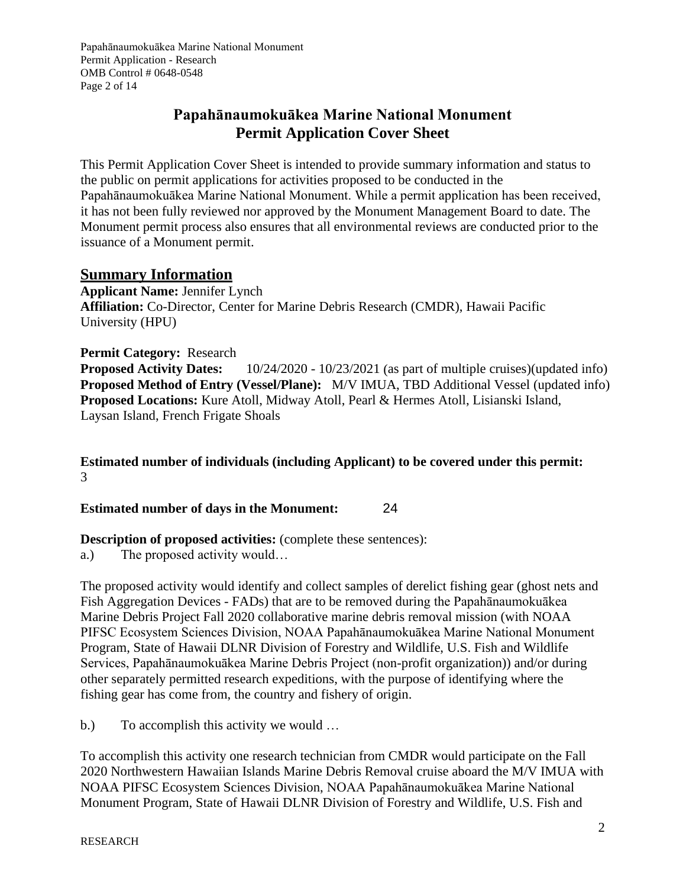# Papahānaumokuākea Marine National Monument
# Permit Application Cover Sheet

This Permit Application Cover Sheet is intended to provide summary information and status to the public on permit applications for activities proposed to be conducted in the Papahānaumokuākea Marine National Monument. While a permit application has been received, it has not been fully reviewed nor approved by the Monument Management Board to date. The Monument permit process also ensures that all environmental reviews are conducted prior to the issuance of a Monument permit.

## Summary Information

**Applicant Name:** Jennifer Lynch
**Affiliation:** Co-Director, Center for Marine Debris Research (CMDR), Hawaii Pacific University (HPU)

**Permit Category:** Research
**Proposed Activity Dates:** 10/24/2020 - 10/23/2021 (as part of multiple cruises)(updated info)
**Proposed Method of Entry (Vessel/Plane):** M/V IMUA, TBD Additional Vessel (updated info)
**Proposed Locations:** Kure Atoll, Midway Atoll, Pearl & Hermes Atoll, Lisianski Island, Laysan Island, French Frigate Shoals

**Estimated number of individuals (including Applicant) to be covered under this permit:** 3

**Estimated number of days in the Monument:** 24

**Description of proposed activities:** (complete these sentences):

a.) The proposed activity would…

The proposed activity would identify and collect samples of derelict fishing gear (ghost nets and Fish Aggregation Devices - FADs) that are to be removed during the Papahānaumokuākea Marine Debris Project Fall 2020 collaborative marine debris removal mission (with NOAA PIFSC Ecosystem Sciences Division, NOAA Papahānaumokuākea Marine National Monument Program, State of Hawaii DLNR Division of Forestry and Wildlife, U.S. Fish and Wildlife Services, Papahānaumokuākea Marine Debris Project (non-profit organization)) and/or during other separately permitted research expeditions, with the purpose of identifying where the fishing gear has come from, the country and fishery of origin.

b.) To accomplish this activity we would …

To accomplish this activity one research technician from CMDR would participate on the Fall 2020 Northwestern Hawaiian Islands Marine Debris Removal cruise aboard the M/V IMUA with NOAA PIFSC Ecosystem Sciences Division, NOAA Papahānaumokuākea Marine National Monument Program, State of Hawaii DLNR Division of Forestry and Wildlife, U.S. Fish and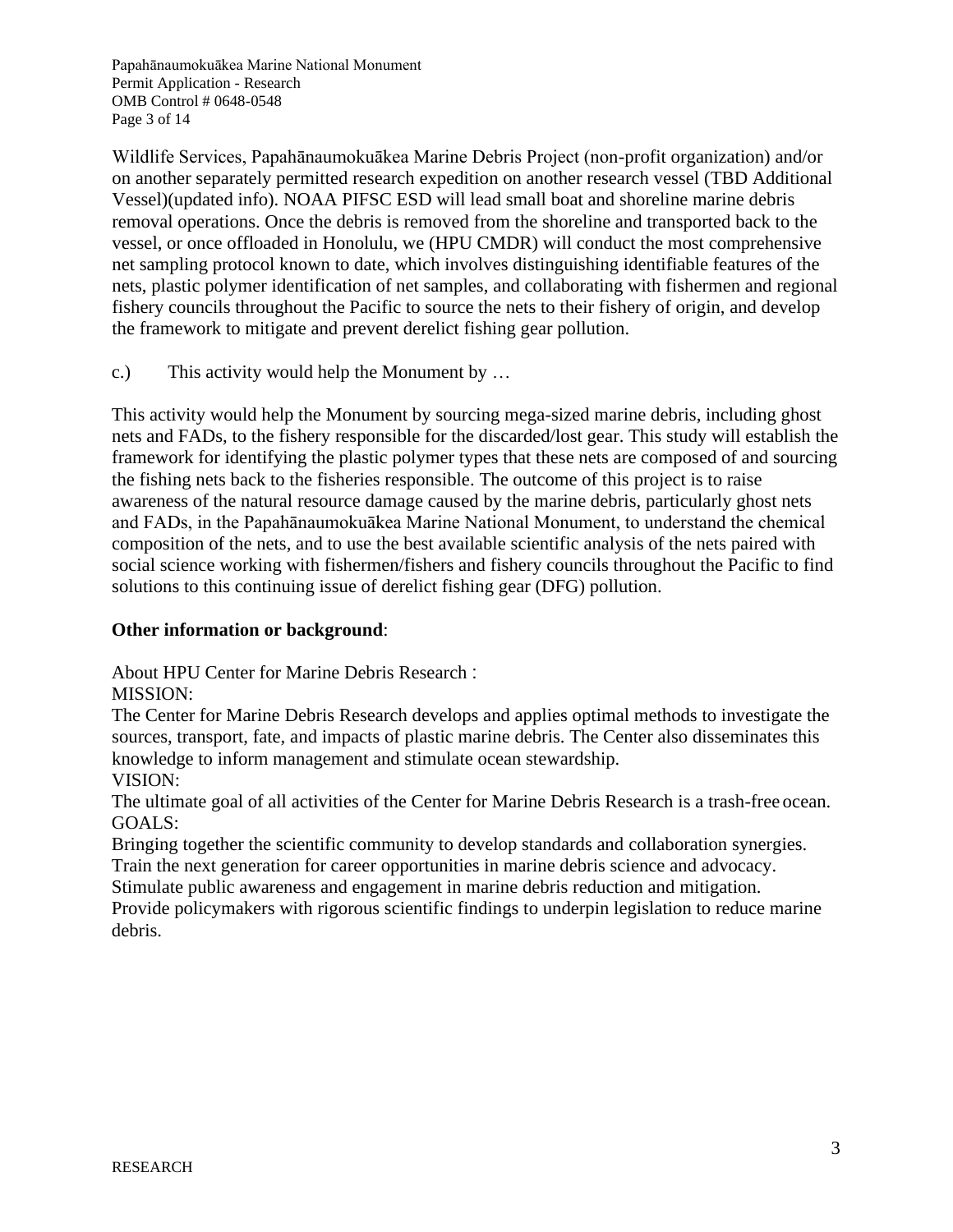Wildlife Services, Papahānaumokuākea Marine Debris Project (non-profit organization) and/or on another separately permitted research expedition on another research vessel (TBD Additional Vessel)(updated info). NOAA PIFSC ESD will lead small boat and shoreline marine debris removal operations. Once the debris is removed from the shoreline and transported back to the vessel, or once offloaded in Honolulu, we (HPU CMDR) will conduct the most comprehensive net sampling protocol known to date, which involves distinguishing identifiable features of the nets, plastic polymer identification of net samples, and collaborating with fishermen and regional fishery councils throughout the Pacific to source the nets to their fishery of origin, and develop the framework to mitigate and prevent derelict fishing gear pollution.

c.) This activity would help the Monument by …

This activity would help the Monument by sourcing mega-sized marine debris, including ghost nets and FADs, to the fishery responsible for the discarded/lost gear. This study will establish the framework for identifying the plastic polymer types that these nets are composed of and sourcing the fishing nets back to the fisheries responsible. The outcome of this project is to raise awareness of the natural resource damage caused by the marine debris, particularly ghost nets and FADs, in the Papahānaumokuākea Marine National Monument, to understand the chemical composition of the nets, and to use the best available scientific analysis of the nets paired with social science working with fishermen/fishers and fishery councils throughout the Pacific to find solutions to this continuing issue of derelict fishing gear (DFG) pollution.

**Other information or background**:

About HPU Center for Marine Debris Research :
MISSION:
The Center for Marine Debris Research develops and applies optimal methods to investigate the sources, transport, fate, and impacts of plastic marine debris. The Center also disseminates this knowledge to inform management and stimulate ocean stewardship.
VISION:
The ultimate goal of all activities of the Center for Marine Debris Research is a trash-free ocean.
GOALS:
Bringing together the scientific community to develop standards and collaboration synergies.
Train the next generation for career opportunities in marine debris science and advocacy.
Stimulate public awareness and engagement in marine debris reduction and mitigation.
Provide policymakers with rigorous scientific findings to underpin legislation to reduce marine debris.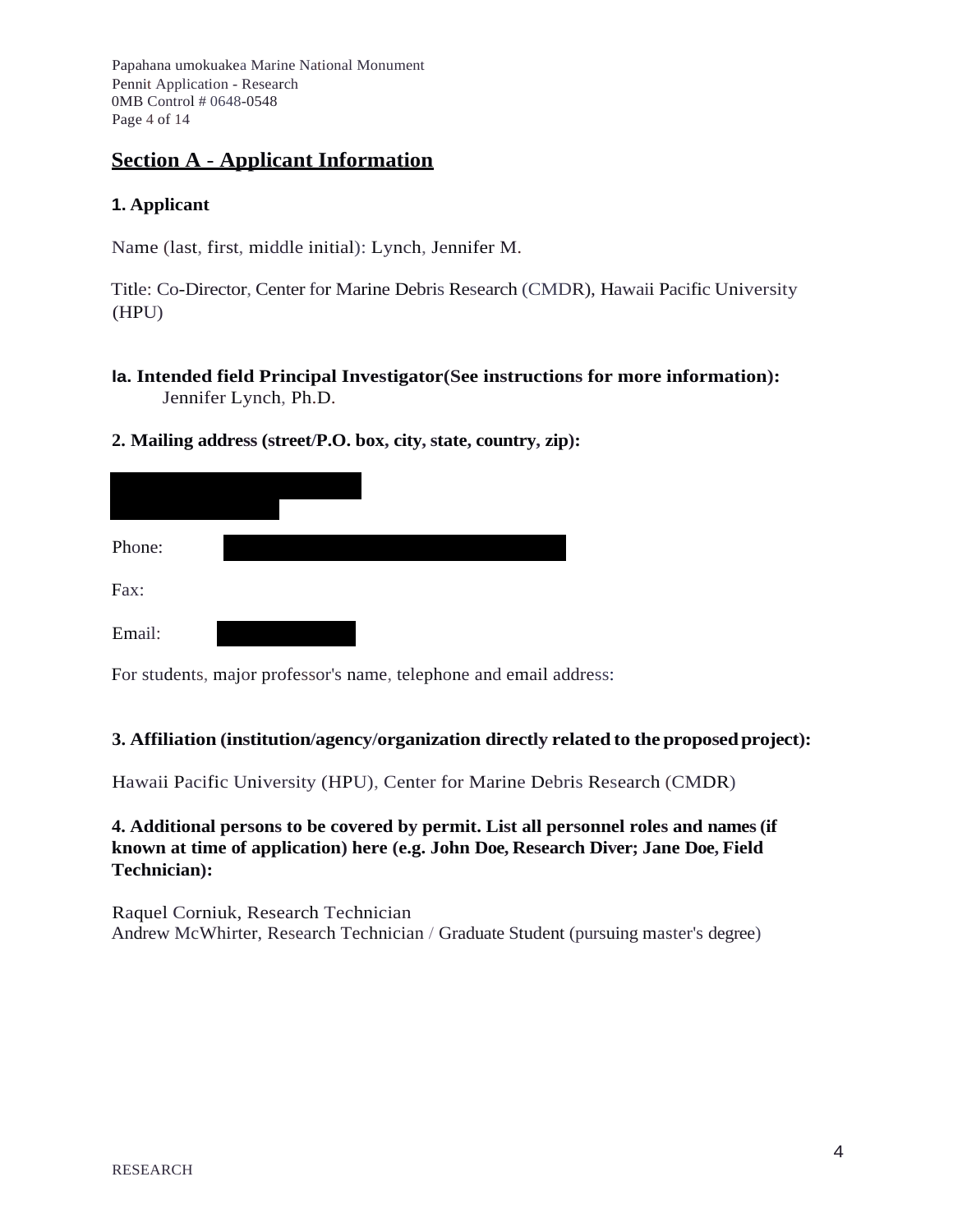## Section A - Applicant Information

### 1. Applicant

Name (last, first, middle initial): Lynch, Jennifer M.

Title: Co-Director, Center for Marine Debris Research (CMDR), Hawaii Pacific University (HPU)

**1a. Intended field Principal Investigator(See instructions for more information):**
Jennifer Lynch, Ph.D.

**2. Mailing address (street/P.O. box, city, state, country, zip):**

Phone:

Fax:

Email:

For students, major professor's name, telephone and email address:

**3. Affiliation (institution/agency/organization directly related to the proposed project):**

Hawaii Pacific University (HPU), Center for Marine Debris Research (CMDR)

**4. Additional persons to be covered by permit. List all personnel roles and names (if known at time of application) here (e.g. John Doe, Research Diver; Jane Doe, Field Technician):**

Raquel Corniuk, Research Technician
Andrew McWhirter, Research Technician / Graduate Student (pursuing master's degree)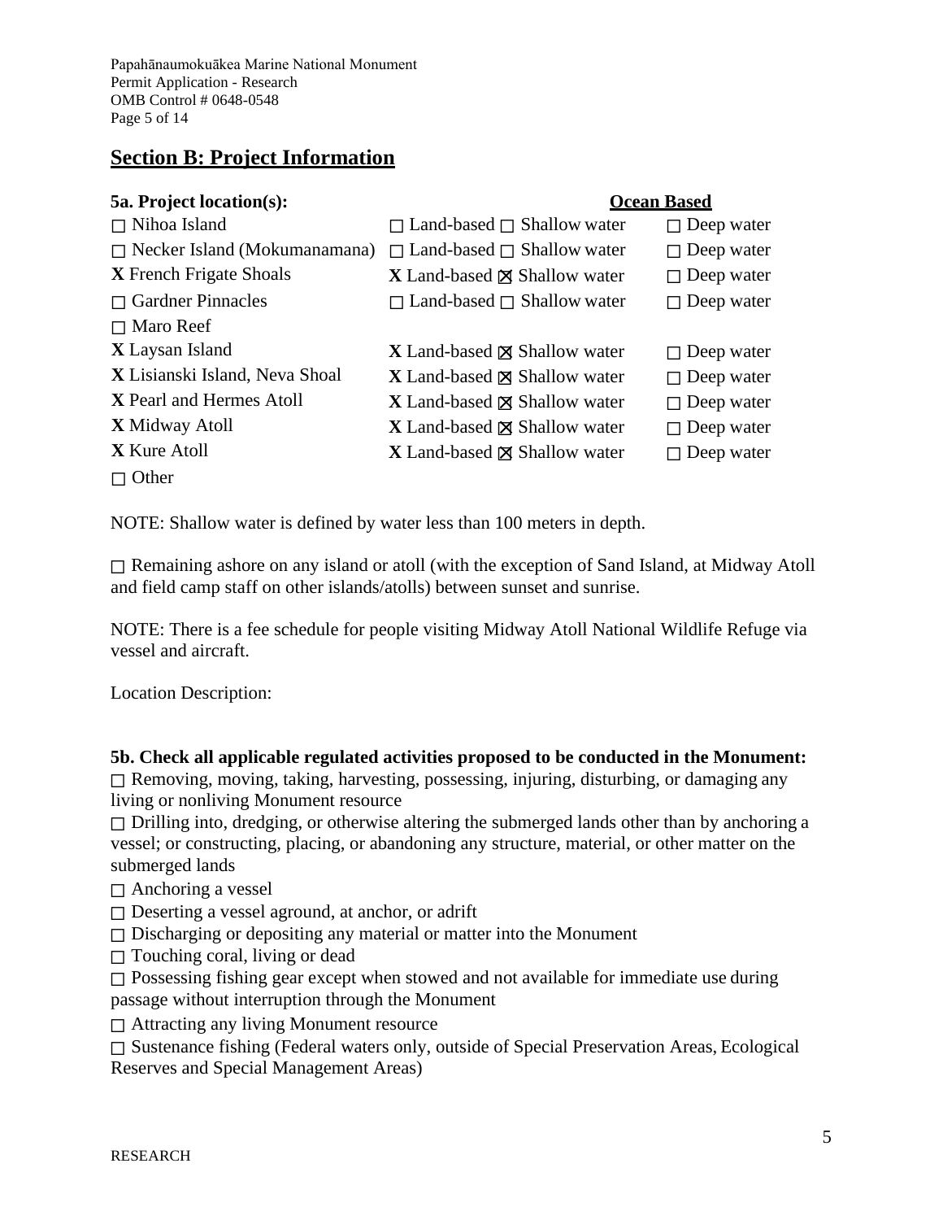## Section B: Project Information

**5a. Project location(s):** **Ocean Based**

| Location | | | |
|---|---|---|---|
| ☐ Nihoa Island | ☐ Land-based | ☐ Shallow water | ☐ Deep water |
| ☐ Necker Island (Mokumanamana) | ☐ Land-based | ☐ Shallow water | ☐ Deep water |
| **X** French Frigate Shoals | **X** Land-based | ☒ Shallow water | ☐ Deep water |
| ☐ Gardner Pinnacles | ☐ Land-based | ☐ Shallow water | ☐ Deep water |
| ☐ Maro Reef | | | |
| **X** Laysan Island | **X** Land-based | ☒ Shallow water | ☐ Deep water |
| **X** Lisianski Island, Neva Shoal | **X** Land-based | ☒ Shallow water | ☐ Deep water |
| **X** Pearl and Hermes Atoll | **X** Land-based | ☒ Shallow water | ☐ Deep water |
| **X** Midway Atoll | **X** Land-based | ☒ Shallow water | ☐ Deep water |
| **X** Kure Atoll | **X** Land-based | ☒ Shallow water | ☐ Deep water |
| ☐ Other | | | |

NOTE: Shallow water is defined by water less than 100 meters in depth.

☐ Remaining ashore on any island or atoll (with the exception of Sand Island, at Midway Atoll and field camp staff on other islands/atolls) between sunset and sunrise.

NOTE: There is a fee schedule for people visiting Midway Atoll National Wildlife Refuge via vessel and aircraft.

Location Description:

**5b. Check all applicable regulated activities proposed to be conducted in the Monument:**

☐ Removing, moving, taking, harvesting, possessing, injuring, disturbing, or damaging any living or nonliving Monument resource

☐ Drilling into, dredging, or otherwise altering the submerged lands other than by anchoring a vessel; or constructing, placing, or abandoning any structure, material, or other matter on the submerged lands

☐ Anchoring a vessel

☐ Deserting a vessel aground, at anchor, or adrift

☐ Discharging or depositing any material or matter into the Monument

☐ Touching coral, living or dead

☐ Possessing fishing gear except when stowed and not available for immediate use during passage without interruption through the Monument

☐ Attracting any living Monument resource

☐ Sustenance fishing (Federal waters only, outside of Special Preservation Areas, Ecological Reserves and Special Management Areas)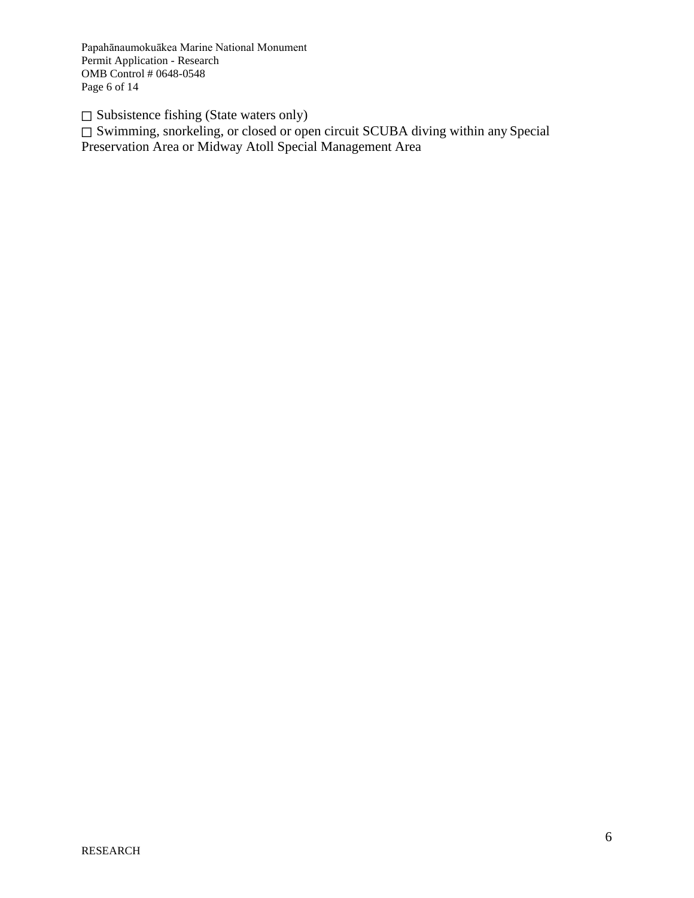☐ Subsistence fishing (State waters only)
☐ Swimming, snorkeling, or closed or open circuit SCUBA diving within any Special Preservation Area or Midway Atoll Special Management Area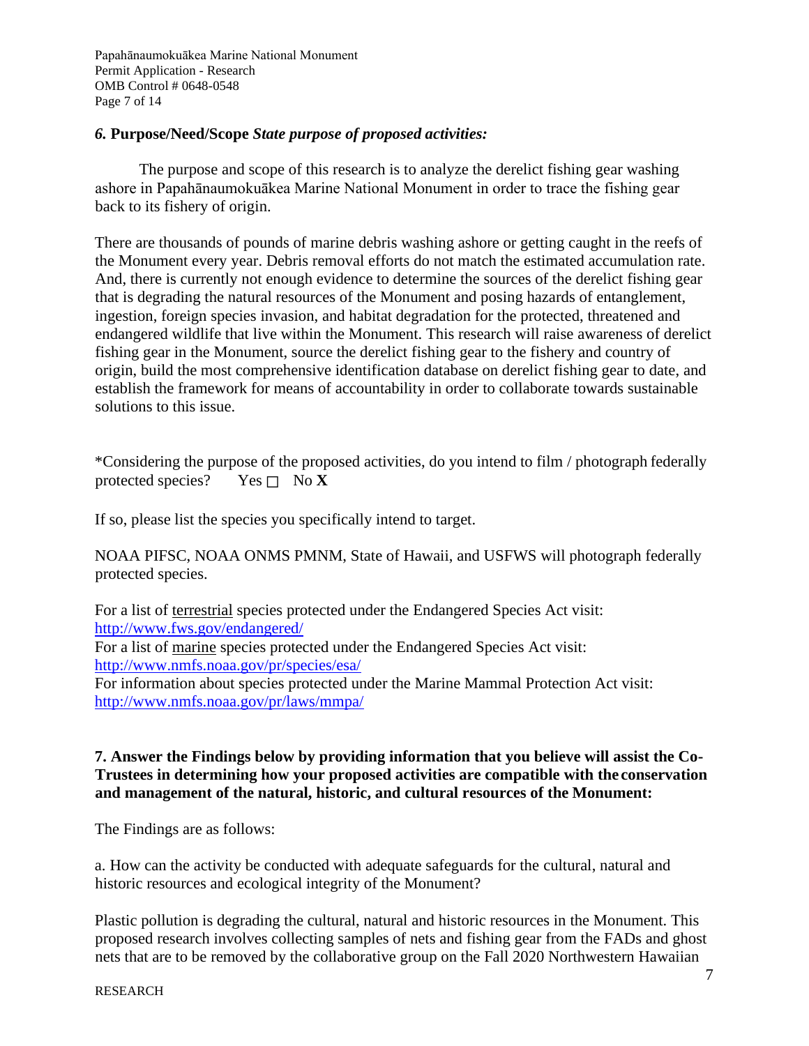### *6.* **Purpose/Need/Scope** *State purpose of proposed activities:*

The purpose and scope of this research is to analyze the derelict fishing gear washing ashore in Papahānaumokuākea Marine National Monument in order to trace the fishing gear back to its fishery of origin.

There are thousands of pounds of marine debris washing ashore or getting caught in the reefs of the Monument every year. Debris removal efforts do not match the estimated accumulation rate. And, there is currently not enough evidence to determine the sources of the derelict fishing gear that is degrading the natural resources of the Monument and posing hazards of entanglement, ingestion, foreign species invasion, and habitat degradation for the protected, threatened and endangered wildlife that live within the Monument. This research will raise awareness of derelict fishing gear in the Monument, source the derelict fishing gear to the fishery and country of origin, build the most comprehensive identification database on derelict fishing gear to date, and establish the framework for means of accountability in order to collaborate towards sustainable solutions to this issue.

*Considering the purpose of the proposed activities, do you intend to film / photograph federally protected species? Yes ☐ No **X**

If so, please list the species you specifically intend to target.

NOAA PIFSC, NOAA ONMS PMNM, State of Hawaii, and USFWS will photograph federally protected species.

For a list of terrestrial species protected under the Endangered Species Act visit: http://www.fws.gov/endangered/
For a list of marine species protected under the Endangered Species Act visit: http://www.nmfs.noaa.gov/pr/species/esa/
For information about species protected under the Marine Mammal Protection Act visit: http://www.nmfs.noaa.gov/pr/laws/mmpa/

**7. Answer the Findings below by providing information that you believe will assist the Co-Trustees in determining how your proposed activities are compatible with the conservation and management of the natural, historic, and cultural resources of the Monument:**

The Findings are as follows:

a. How can the activity be conducted with adequate safeguards for the cultural, natural and historic resources and ecological integrity of the Monument?

Plastic pollution is degrading the cultural, natural and historic resources in the Monument. This proposed research involves collecting samples of nets and fishing gear from the FADs and ghost nets that are to be removed by the collaborative group on the Fall 2020 Northwestern Hawaiian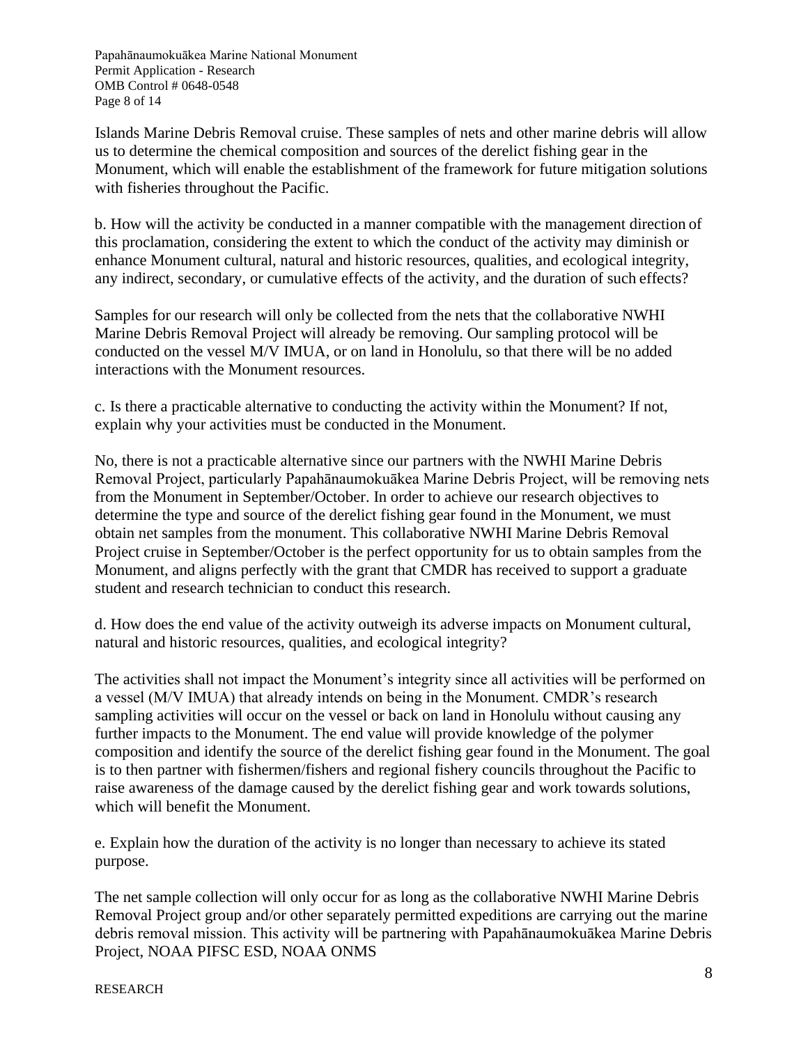Islands Marine Debris Removal cruise. These samples of nets and other marine debris will allow us to determine the chemical composition and sources of the derelict fishing gear in the Monument, which will enable the establishment of the framework for future mitigation solutions with fisheries throughout the Pacific.

b. How will the activity be conducted in a manner compatible with the management direction of this proclamation, considering the extent to which the conduct of the activity may diminish or enhance Monument cultural, natural and historic resources, qualities, and ecological integrity, any indirect, secondary, or cumulative effects of the activity, and the duration of such effects?

Samples for our research will only be collected from the nets that the collaborative NWHI Marine Debris Removal Project will already be removing. Our sampling protocol will be conducted on the vessel M/V IMUA, or on land in Honolulu, so that there will be no added interactions with the Monument resources.

c. Is there a practicable alternative to conducting the activity within the Monument? If not, explain why your activities must be conducted in the Monument.

No, there is not a practicable alternative since our partners with the NWHI Marine Debris Removal Project, particularly Papahānaumokuākea Marine Debris Project, will be removing nets from the Monument in September/October. In order to achieve our research objectives to determine the type and source of the derelict fishing gear found in the Monument, we must obtain net samples from the monument. This collaborative NWHI Marine Debris Removal Project cruise in September/October is the perfect opportunity for us to obtain samples from the Monument, and aligns perfectly with the grant that CMDR has received to support a graduate student and research technician to conduct this research.

d. How does the end value of the activity outweigh its adverse impacts on Monument cultural, natural and historic resources, qualities, and ecological integrity?

The activities shall not impact the Monument's integrity since all activities will be performed on a vessel (M/V IMUA) that already intends on being in the Monument. CMDR's research sampling activities will occur on the vessel or back on land in Honolulu without causing any further impacts to the Monument. The end value will provide knowledge of the polymer composition and identify the source of the derelict fishing gear found in the Monument. The goal is to then partner with fishermen/fishers and regional fishery councils throughout the Pacific to raise awareness of the damage caused by the derelict fishing gear and work towards solutions, which will benefit the Monument.

e. Explain how the duration of the activity is no longer than necessary to achieve its stated purpose.

The net sample collection will only occur for as long as the collaborative NWHI Marine Debris Removal Project group and/or other separately permitted expeditions are carrying out the marine debris removal mission. This activity will be partnering with Papahānaumokuākea Marine Debris Project, NOAA PIFSC ESD, NOAA ONMS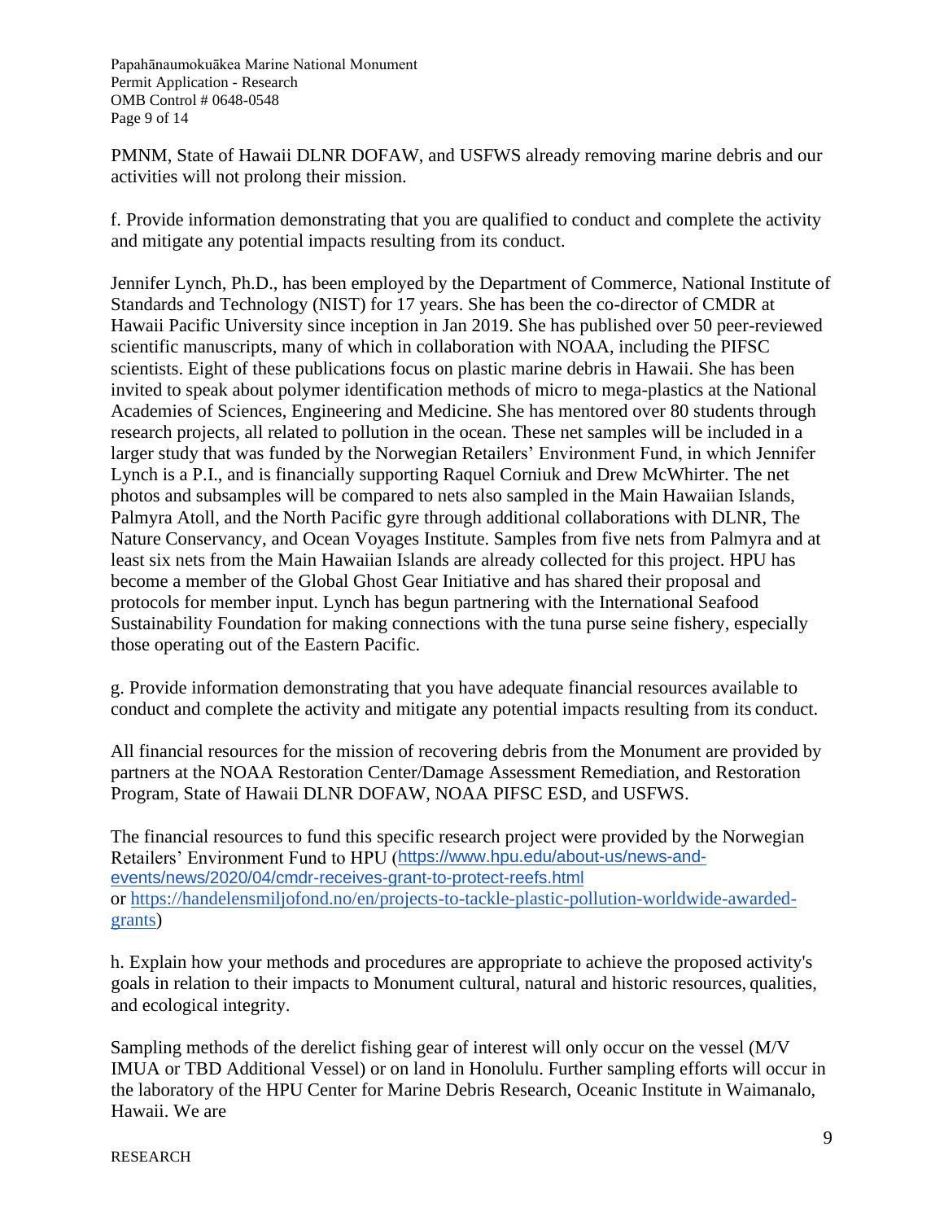PMNM, State of Hawaii DLNR DOFAW, and USFWS already removing marine debris and our activities will not prolong their mission.

f. Provide information demonstrating that you are qualified to conduct and complete the activity and mitigate any potential impacts resulting from its conduct.

Jennifer Lynch, Ph.D., has been employed by the Department of Commerce, National Institute of Standards and Technology (NIST) for 17 years. She has been the co-director of CMDR at Hawaii Pacific University since inception in Jan 2019. She has published over 50 peer-reviewed scientific manuscripts, many of which in collaboration with NOAA, including the PIFSC scientists. Eight of these publications focus on plastic marine debris in Hawaii. She has been invited to speak about polymer identification methods of micro to mega-plastics at the National Academies of Sciences, Engineering and Medicine. She has mentored over 80 students through research projects, all related to pollution in the ocean. These net samples will be included in a larger study that was funded by the Norwegian Retailers' Environment Fund, in which Jennifer Lynch is a P.I., and is financially supporting Raquel Corniuk and Drew McWhirter. The net photos and subsamples will be compared to nets also sampled in the Main Hawaiian Islands, Palmyra Atoll, and the North Pacific gyre through additional collaborations with DLNR, The Nature Conservancy, and Ocean Voyages Institute. Samples from five nets from Palmyra and at least six nets from the Main Hawaiian Islands are already collected for this project. HPU has become a member of the Global Ghost Gear Initiative and has shared their proposal and protocols for member input. Lynch has begun partnering with the International Seafood Sustainability Foundation for making connections with the tuna purse seine fishery, especially those operating out of the Eastern Pacific.

g. Provide information demonstrating that you have adequate financial resources available to conduct and complete the activity and mitigate any potential impacts resulting from its conduct.

All financial resources for the mission of recovering debris from the Monument are provided by partners at the NOAA Restoration Center/Damage Assessment Remediation, and Restoration Program, State of Hawaii DLNR DOFAW, NOAA PIFSC ESD, and USFWS.

The financial resources to fund this specific research project were provided by the Norwegian Retailers' Environment Fund to HPU (https://www.hpu.edu/about-us/news-and-events/news/2020/04/cmdr-receives-grant-to-protect-reefs.html or https://handelensmiljofond.no/en/projects-to-tackle-plastic-pollution-worldwide-awarded-grants)

h. Explain how your methods and procedures are appropriate to achieve the proposed activity's goals in relation to their impacts to Monument cultural, natural and historic resources, qualities, and ecological integrity.

Sampling methods of the derelict fishing gear of interest will only occur on the vessel (M/V IMUA or TBD Additional Vessel) or on land in Honolulu. Further sampling efforts will occur in the laboratory of the HPU Center for Marine Debris Research, Oceanic Institute in Waimanalo, Hawaii. We are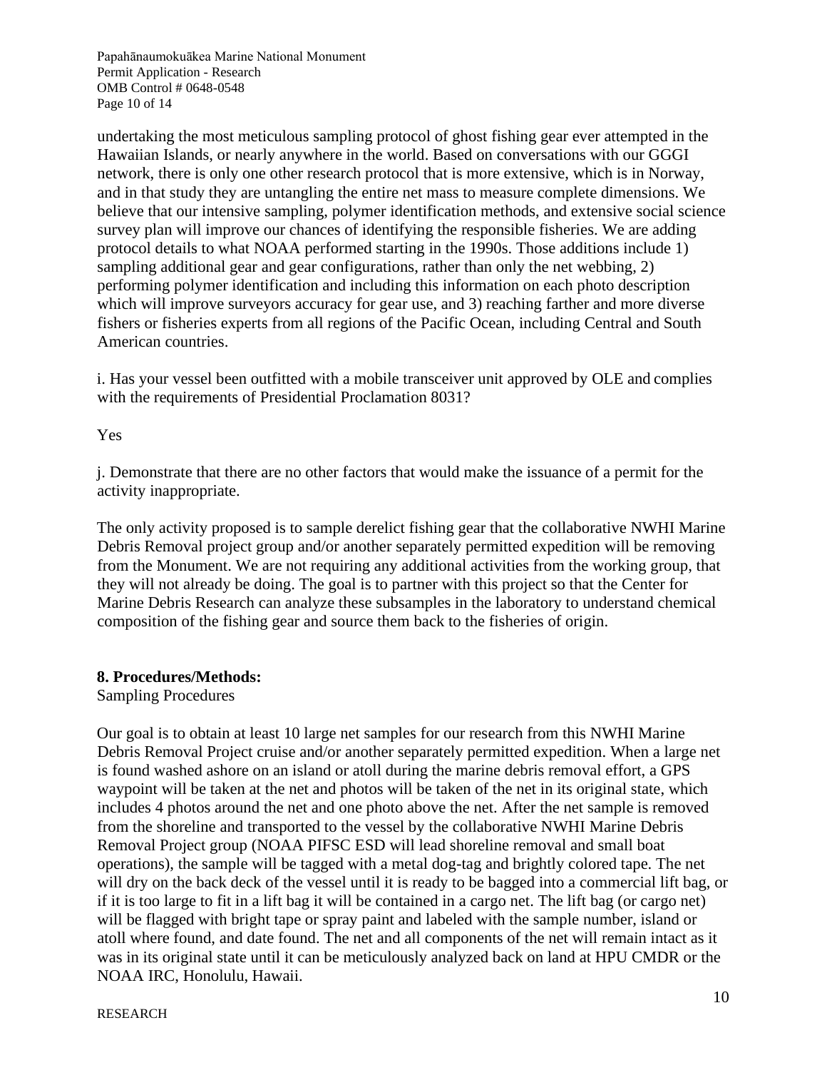undertaking the most meticulous sampling protocol of ghost fishing gear ever attempted in the Hawaiian Islands, or nearly anywhere in the world. Based on conversations with our GGGI network, there is only one other research protocol that is more extensive, which is in Norway, and in that study they are untangling the entire net mass to measure complete dimensions. We believe that our intensive sampling, polymer identification methods, and extensive social science survey plan will improve our chances of identifying the responsible fisheries. We are adding protocol details to what NOAA performed starting in the 1990s. Those additions include 1) sampling additional gear and gear configurations, rather than only the net webbing, 2) performing polymer identification and including this information on each photo description which will improve surveyors accuracy for gear use, and 3) reaching farther and more diverse fishers or fisheries experts from all regions of the Pacific Ocean, including Central and South American countries.

i. Has your vessel been outfitted with a mobile transceiver unit approved by OLE and complies with the requirements of Presidential Proclamation 8031?

Yes

j. Demonstrate that there are no other factors that would make the issuance of a permit for the activity inappropriate.

The only activity proposed is to sample derelict fishing gear that the collaborative NWHI Marine Debris Removal project group and/or another separately permitted expedition will be removing from the Monument. We are not requiring any additional activities from the working group, that they will not already be doing. The goal is to partner with this project so that the Center for Marine Debris Research can analyze these subsamples in the laboratory to understand chemical composition of the fishing gear and source them back to the fisheries of origin.

**8. Procedures/Methods:**

Sampling Procedures

Our goal is to obtain at least 10 large net samples for our research from this NWHI Marine Debris Removal Project cruise and/or another separately permitted expedition. When a large net is found washed ashore on an island or atoll during the marine debris removal effort, a GPS waypoint will be taken at the net and photos will be taken of the net in its original state, which includes 4 photos around the net and one photo above the net. After the net sample is removed from the shoreline and transported to the vessel by the collaborative NWHI Marine Debris Removal Project group (NOAA PIFSC ESD will lead shoreline removal and small boat operations), the sample will be tagged with a metal dog-tag and brightly colored tape. The net will dry on the back deck of the vessel until it is ready to be bagged into a commercial lift bag, or if it is too large to fit in a lift bag it will be contained in a cargo net. The lift bag (or cargo net) will be flagged with bright tape or spray paint and labeled with the sample number, island or atoll where found, and date found. The net and all components of the net will remain intact as it was in its original state until it can be meticulously analyzed back on land at HPU CMDR or the NOAA IRC, Honolulu, Hawaii.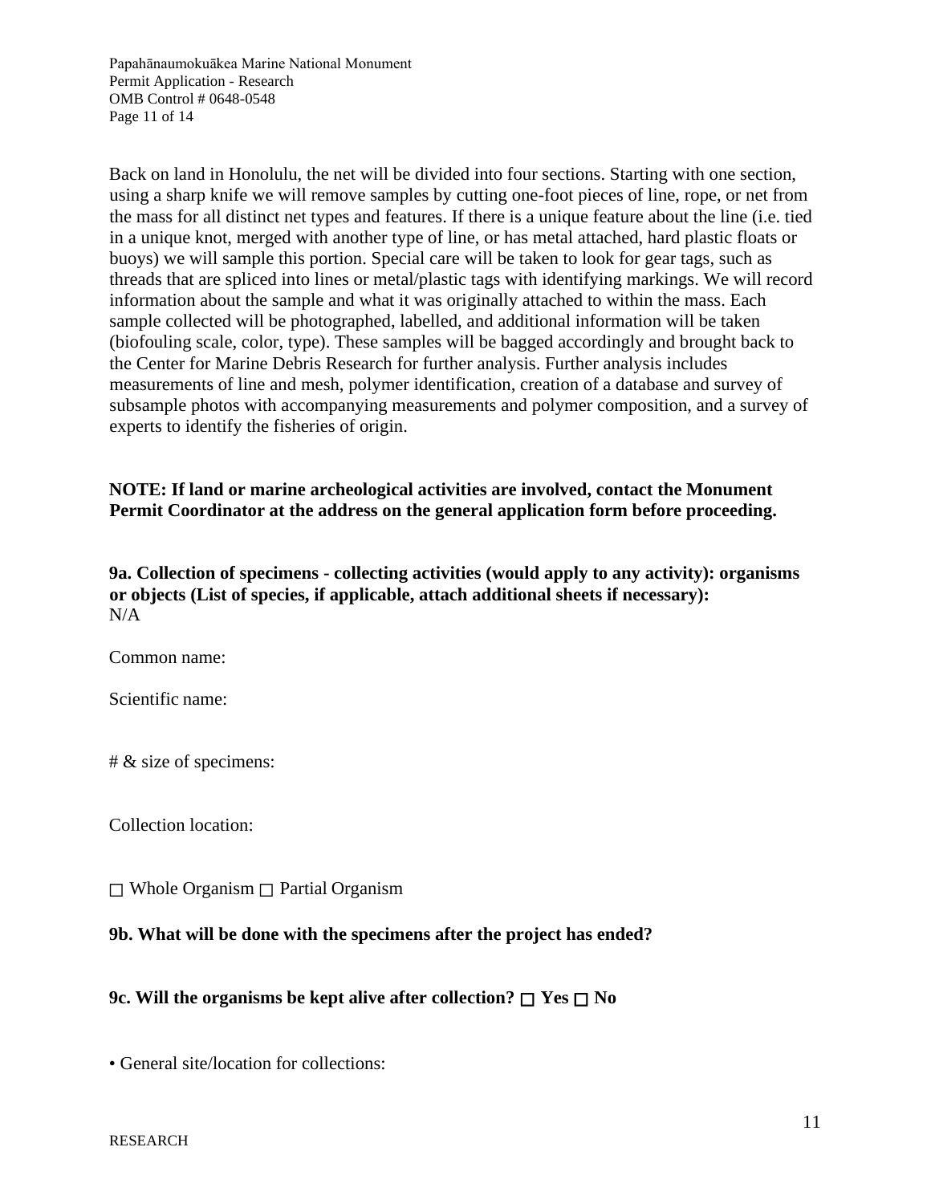Back on land in Honolulu, the net will be divided into four sections. Starting with one section, using a sharp knife we will remove samples by cutting one-foot pieces of line, rope, or net from the mass for all distinct net types and features. If there is a unique feature about the line (i.e. tied in a unique knot, merged with another type of line, or has metal attached, hard plastic floats or buoys) we will sample this portion. Special care will be taken to look for gear tags, such as threads that are spliced into lines or metal/plastic tags with identifying markings. We will record information about the sample and what it was originally attached to within the mass. Each sample collected will be photographed, labelled, and additional information will be taken (biofouling scale, color, type). These samples will be bagged accordingly and brought back to the Center for Marine Debris Research for further analysis. Further analysis includes measurements of line and mesh, polymer identification, creation of a database and survey of subsample photos with accompanying measurements and polymer composition, and a survey of experts to identify the fisheries of origin.

**NOTE: If land or marine archeological activities are involved, contact the Monument Permit Coordinator at the address on the general application form before proceeding.**

**9a. Collection of specimens - collecting activities (would apply to any activity): organisms or objects (List of species, if applicable, attach additional sheets if necessary):**
N/A

Common name:

Scientific name:

# & size of specimens:

Collection location:

□ Whole Organism □ Partial Organism

**9b. What will be done with the specimens after the project has ended?**

**9c. Will the organisms be kept alive after collection? □ Yes □ No**

• General site/location for collections: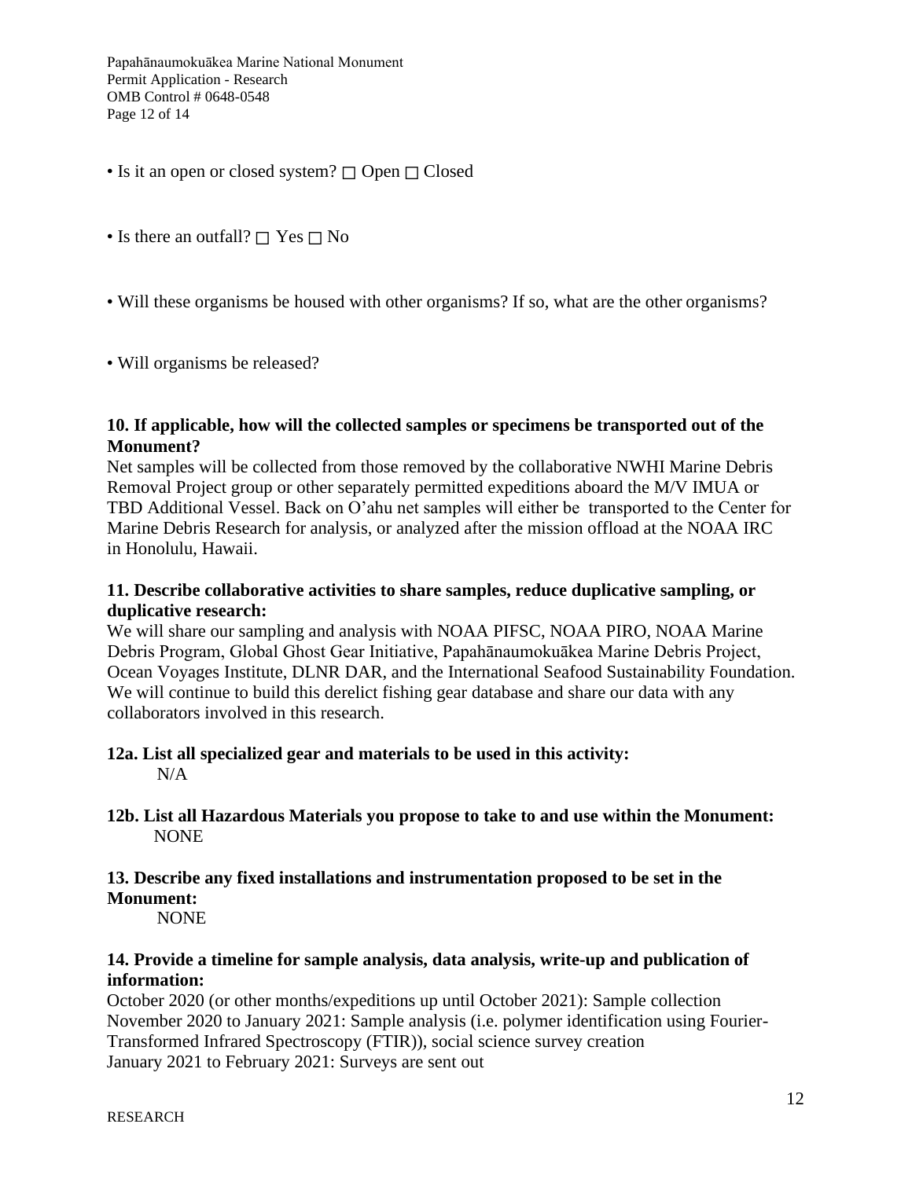• Is it an open or closed system? ☐ Open ☐ Closed

• Is there an outfall? ☐ Yes ☐ No

• Will these organisms be housed with other organisms? If so, what are the other organisms?

• Will organisms be released?

**10. If applicable, how will the collected samples or specimens be transported out of the Monument?**

Net samples will be collected from those removed by the collaborative NWHI Marine Debris Removal Project group or other separately permitted expeditions aboard the M/V IMUA or TBD Additional Vessel. Back on O'ahu net samples will either be transported to the Center for Marine Debris Research for analysis, or analyzed after the mission offload at the NOAA IRC in Honolulu, Hawaii.

**11. Describe collaborative activities to share samples, reduce duplicative sampling, or duplicative research:**

We will share our sampling and analysis with NOAA PIFSC, NOAA PIRO, NOAA Marine Debris Program, Global Ghost Gear Initiative, Papahānaumokuākea Marine Debris Project, Ocean Voyages Institute, DLNR DAR, and the International Seafood Sustainability Foundation. We will continue to build this derelict fishing gear database and share our data with any collaborators involved in this research.

**12a. List all specialized gear and materials to be used in this activity:**

N/A

**12b. List all Hazardous Materials you propose to take to and use within the Monument:**

NONE

**13. Describe any fixed installations and instrumentation proposed to be set in the Monument:**

NONE

**14. Provide a timeline for sample analysis, data analysis, write-up and publication of information:**

October 2020 (or other months/expeditions up until October 2021): Sample collection
November 2020 to January 2021: Sample analysis (i.e. polymer identification using Fourier-Transformed Infrared Spectroscopy (FTIR)), social science survey creation
January 2021 to February 2021: Surveys are sent out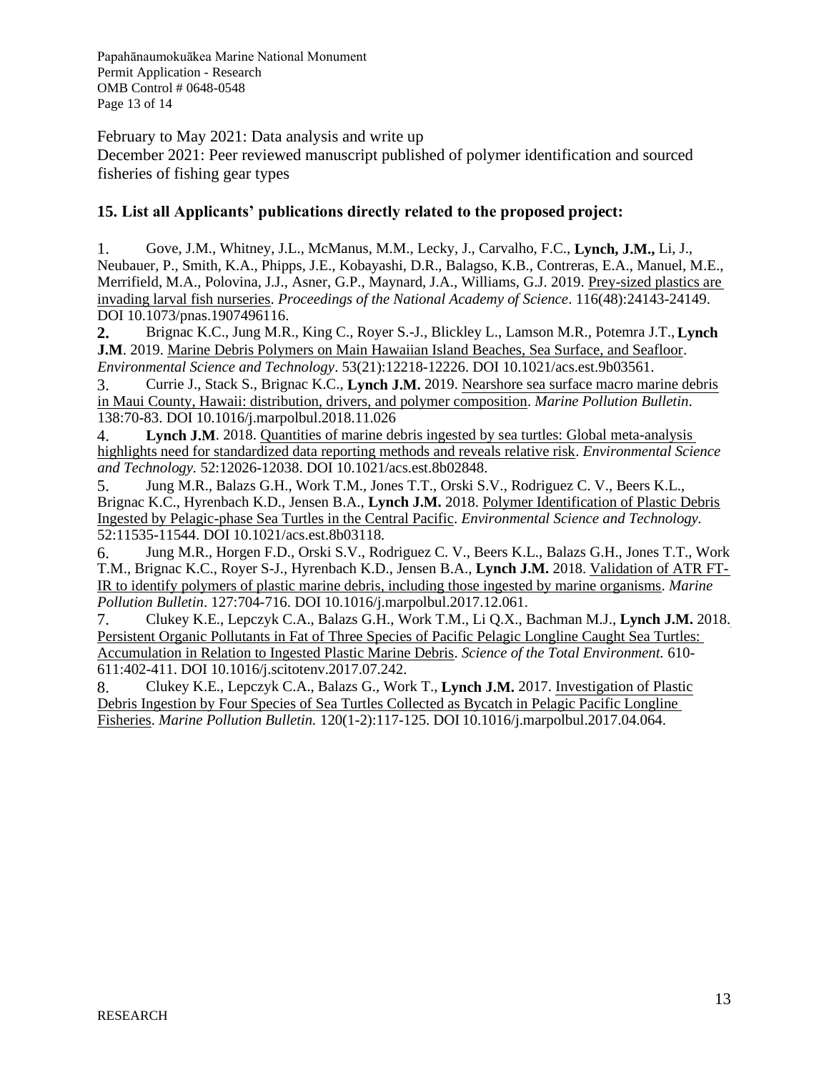February to May 2021: Data analysis and write up

December 2021: Peer reviewed manuscript published of polymer identification and sourced fisheries of fishing gear types

### 15. List all Applicants' publications directly related to the proposed project:

1. Gove, J.M., Whitney, J.L., McManus, M.M., Lecky, J., Carvalho, F.C., **Lynch, J.M.,** Li, J., Neubauer, P., Smith, K.A., Phipps, J.E., Kobayashi, D.R., Balagso, K.B., Contreras, E.A., Manuel, M.E., Merrifield, M.A., Polovina, J.J., Asner, G.P., Maynard, J.A., Williams, G.J. 2019. Prey-sized plastics are invading larval fish nurseries. *Proceedings of the National Academy of Science*. 116(48):24143-24149. DOI 10.1073/pnas.1907496116.
2. Brignac K.C., Jung M.R., King C., Royer S.-J., Blickley L., Lamson M.R., Potemra J.T., **Lynch J.M**. 2019. Marine Debris Polymers on Main Hawaiian Island Beaches, Sea Surface, and Seafloor. *Environmental Science and Technology*. 53(21):12218-12226. DOI 10.1021/acs.est.9b03561.
3. Currie J., Stack S., Brignac K.C., **Lynch J.M.** 2019. Nearshore sea surface macro marine debris in Maui County, Hawaii: distribution, drivers, and polymer composition. *Marine Pollution Bulletin*. 138:70-83. DOI 10.1016/j.marpolbul.2018.11.026
4. **Lynch J.M**. 2018. Quantities of marine debris ingested by sea turtles: Global meta-analysis highlights need for standardized data reporting methods and reveals relative risk. *Environmental Science and Technology.* 52:12026-12038. DOI 10.1021/acs.est.8b02848.
5. Jung M.R., Balazs G.H., Work T.M., Jones T.T., Orski S.V., Rodriguez C. V., Beers K.L., Brignac K.C., Hyrenbach K.D., Jensen B.A., **Lynch J.M.** 2018. Polymer Identification of Plastic Debris Ingested by Pelagic-phase Sea Turtles in the Central Pacific. *Environmental Science and Technology.* 52:11535-11544. DOI 10.1021/acs.est.8b03118.
6. Jung M.R., Horgen F.D., Orski S.V., Rodriguez C. V., Beers K.L., Balazs G.H., Jones T.T., Work T.M., Brignac K.C., Royer S-J., Hyrenbach K.D., Jensen B.A., **Lynch J.M.** 2018. Validation of ATR FT-IR to identify polymers of plastic marine debris, including those ingested by marine organisms. *Marine Pollution Bulletin*. 127:704-716. DOI 10.1016/j.marpolbul.2017.12.061.
7. Clukey K.E., Lepczyk C.A., Balazs G.H., Work T.M., Li Q.X., Bachman M.J., **Lynch J.M.** 2018. Persistent Organic Pollutants in Fat of Three Species of Pacific Pelagic Longline Caught Sea Turtles: Accumulation in Relation to Ingested Plastic Marine Debris. *Science of the Total Environment.* 610-611:402-411. DOI 10.1016/j.scitotenv.2017.07.242.
8. Clukey K.E., Lepczyk C.A., Balazs G., Work T., **Lynch J.M.** 2017. Investigation of Plastic Debris Ingestion by Four Species of Sea Turtles Collected as Bycatch in Pelagic Pacific Longline Fisheries. *Marine Pollution Bulletin.* 120(1-2):117-125. DOI 10.1016/j.marpolbul.2017.04.064.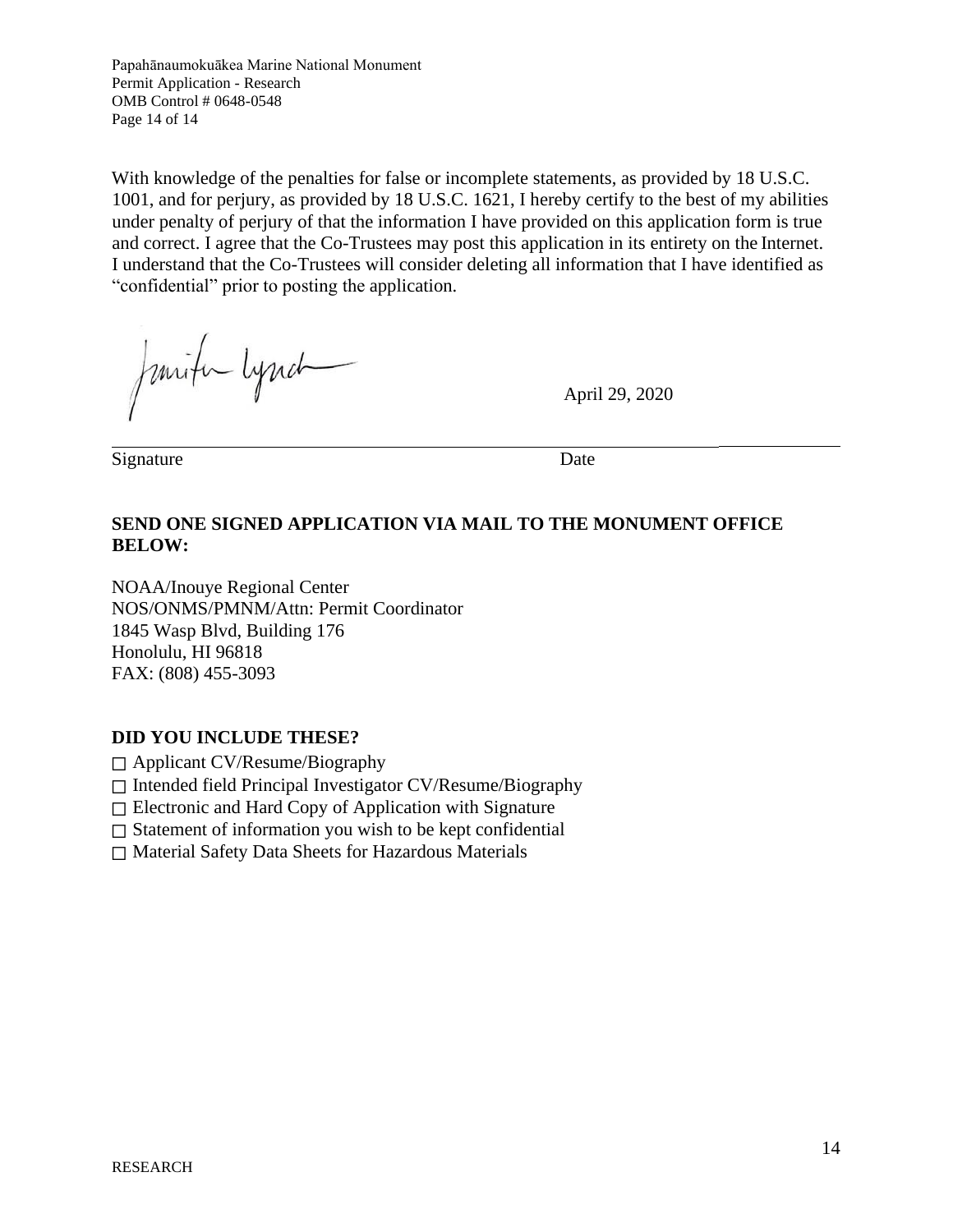With knowledge of the penalties for false or incomplete statements, as provided by 18 U.S.C. 1001, and for perjury, as provided by 18 U.S.C. 1621, I hereby certify to the best of my abilities under penalty of perjury of that the information I have provided on this application form is true and correct. I agree that the Co-Trustees may post this application in its entirety on the Internet. I understand that the Co-Trustees will consider deleting all information that I have identified as "confidential" prior to posting the application.

Jennifer Lynch April 29, 2020

Signature Date

**SEND ONE SIGNED APPLICATION VIA MAIL TO THE MONUMENT OFFICE BELOW:**

NOAA/Inouye Regional Center
NOS/ONMS/PMNM/Attn: Permit Coordinator
1845 Wasp Blvd, Building 176
Honolulu, HI 96818
FAX: (808) 455-3093

**DID YOU INCLUDE THESE?**

- ☐ Applicant CV/Resume/Biography
- ☐ Intended field Principal Investigator CV/Resume/Biography
- ☐ Electronic and Hard Copy of Application with Signature
- ☐ Statement of information you wish to be kept confidential
- ☐ Material Safety Data Sheets for Hazardous Materials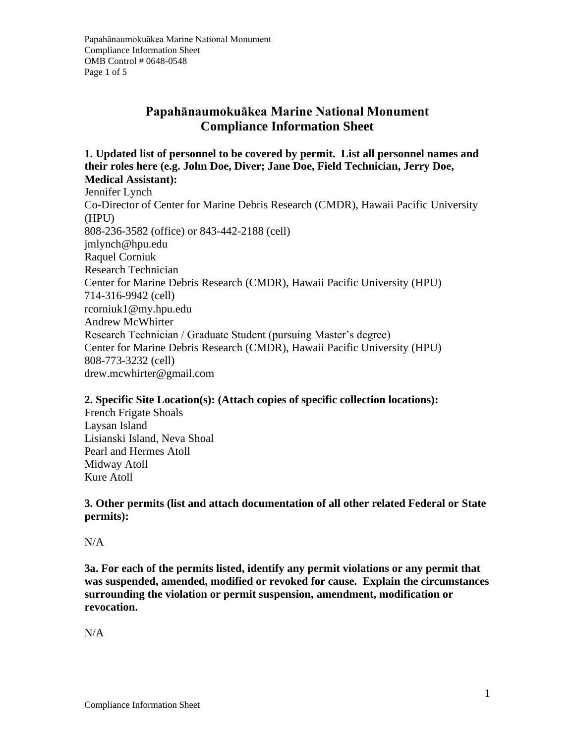# Papahānaumokuākea Marine National Monument
# Compliance Information Sheet

**1. Updated list of personnel to be covered by permit. List all personnel names and their roles here (e.g. John Doe, Diver; Jane Doe, Field Technician, Jerry Doe, Medical Assistant):**

Jennifer Lynch
Co-Director of Center for Marine Debris Research (CMDR), Hawaii Pacific University (HPU)
808-236-3582 (office) or 843-442-2188 (cell)
jmlynch@hpu.edu
Raquel Corniuk
Research Technician
Center for Marine Debris Research (CMDR), Hawaii Pacific University (HPU)
714-316-9942 (cell)
rcorniuk1@my.hpu.edu
Andrew McWhirter
Research Technician / Graduate Student (pursuing Master's degree)
Center for Marine Debris Research (CMDR), Hawaii Pacific University (HPU)
808-773-3232 (cell)
drew.mcwhirter@gmail.com

**2. Specific Site Location(s): (Attach copies of specific collection locations):**

French Frigate Shoals
Laysan Island
Lisianski Island, Neva Shoal
Pearl and Hermes Atoll
Midway Atoll
Kure Atoll

**3. Other permits (list and attach documentation of all other related Federal or State permits):**

N/A

**3a. For each of the permits listed, identify any permit violations or any permit that was suspended, amended, modified or revoked for cause. Explain the circumstances surrounding the violation or permit suspension, amendment, modification or revocation.**

N/A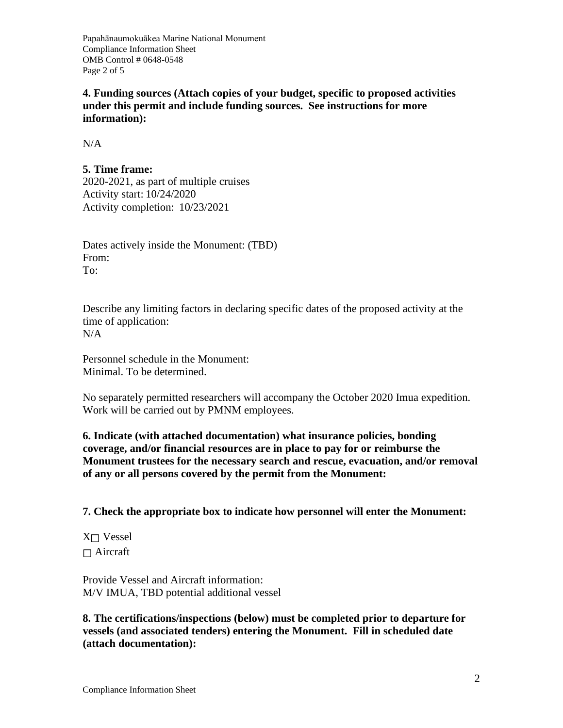**4. Funding sources (Attach copies of your budget, specific to proposed activities under this permit and include funding sources. See instructions for more information):**

N/A

**5. Time frame:**
2020-2021, as part of multiple cruises
Activity start: 10/24/2020
Activity completion: 10/23/2021

Dates actively inside the Monument: (TBD)
From:
To:

Describe any limiting factors in declaring specific dates of the proposed activity at the time of application:
N/A

Personnel schedule in the Monument:
Minimal. To be determined.

No separately permitted researchers will accompany the October 2020 Imua expedition. Work will be carried out by PMNM employees.

**6. Indicate (with attached documentation) what insurance policies, bonding coverage, and/or financial resources are in place to pay for or reimburse the Monument trustees for the necessary search and rescue, evacuation, and/or removal of any or all persons covered by the permit from the Monument:**

**7. Check the appropriate box to indicate how personnel will enter the Monument:**

X☐ Vessel
☐ Aircraft

Provide Vessel and Aircraft information:
M/V IMUA, TBD potential additional vessel

**8. The certifications/inspections (below) must be completed prior to departure for vessels (and associated tenders) entering the Monument. Fill in scheduled date (attach documentation):**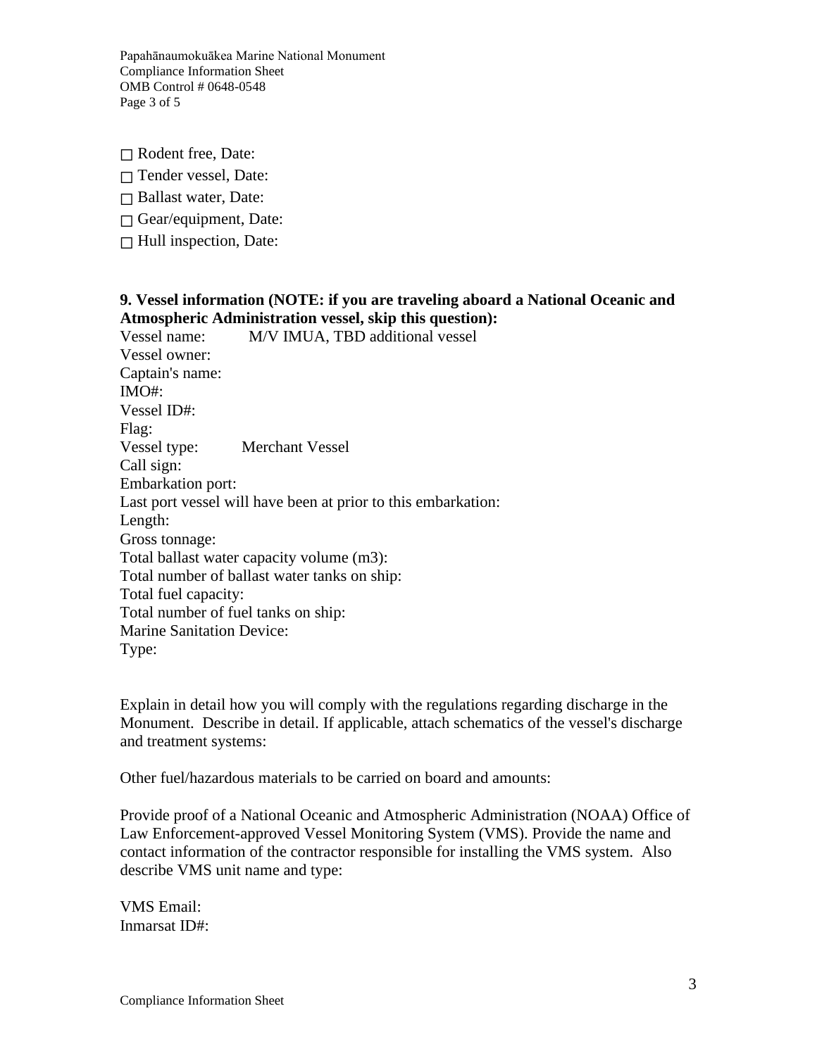□ Rodent free, Date:

□ Tender vessel, Date:

□ Ballast water, Date:

□ Gear/equipment, Date:

□ Hull inspection, Date:

**9. Vessel information (NOTE: if you are traveling aboard a National Oceanic and Atmospheric Administration vessel, skip this question):**

Vessel name: M/V IMUA, TBD additional vessel
Vessel owner:
Captain's name:
IMO#:
Vessel ID#:
Flag:
Vessel type: Merchant Vessel
Call sign:
Embarkation port:
Last port vessel will have been at prior to this embarkation:
Length:
Gross tonnage:
Total ballast water capacity volume (m3):
Total number of ballast water tanks on ship:
Total fuel capacity:
Total number of fuel tanks on ship:
Marine Sanitation Device:
Type:

Explain in detail how you will comply with the regulations regarding discharge in the Monument. Describe in detail. If applicable, attach schematics of the vessel's discharge and treatment systems:

Other fuel/hazardous materials to be carried on board and amounts:

Provide proof of a National Oceanic and Atmospheric Administration (NOAA) Office of Law Enforcement-approved Vessel Monitoring System (VMS). Provide the name and contact information of the contractor responsible for installing the VMS system. Also describe VMS unit name and type:

VMS Email:
Inmarsat ID#: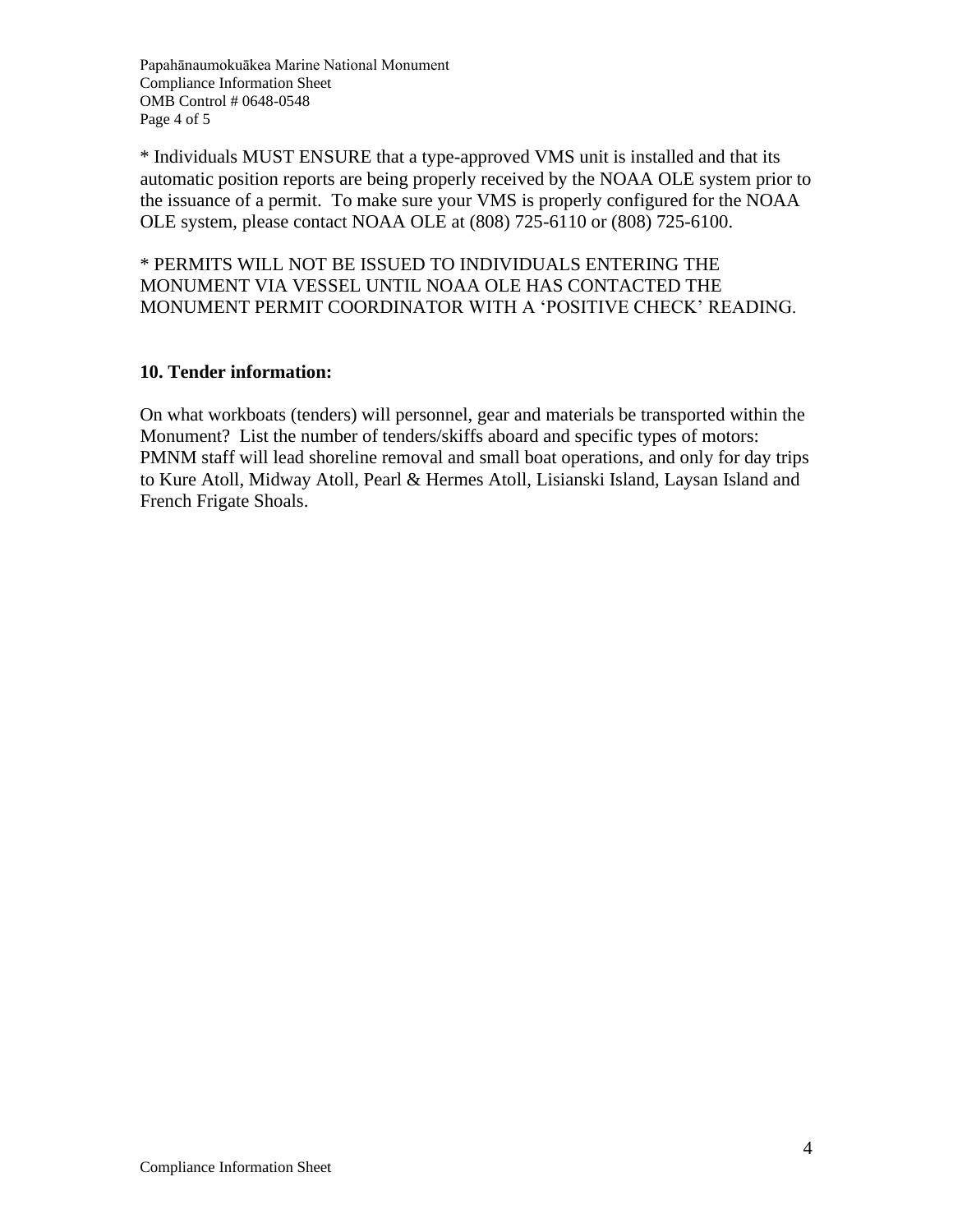* Individuals MUST ENSURE that a type-approved VMS unit is installed and that its automatic position reports are being properly received by the NOAA OLE system prior to the issuance of a permit. To make sure your VMS is properly configured for the NOAA OLE system, please contact NOAA OLE at (808) 725-6110 or (808) 725-6100.

* PERMITS WILL NOT BE ISSUED TO INDIVIDUALS ENTERING THE MONUMENT VIA VESSEL UNTIL NOAA OLE HAS CONTACTED THE MONUMENT PERMIT COORDINATOR WITH A 'POSITIVE CHECK' READING.

**10. Tender information:**

On what workboats (tenders) will personnel, gear and materials be transported within the Monument? List the number of tenders/skiffs aboard and specific types of motors:
PMNM staff will lead shoreline removal and small boat operations, and only for day trips to Kure Atoll, Midway Atoll, Pearl & Hermes Atoll, Lisianski Island, Laysan Island and French Frigate Shoals.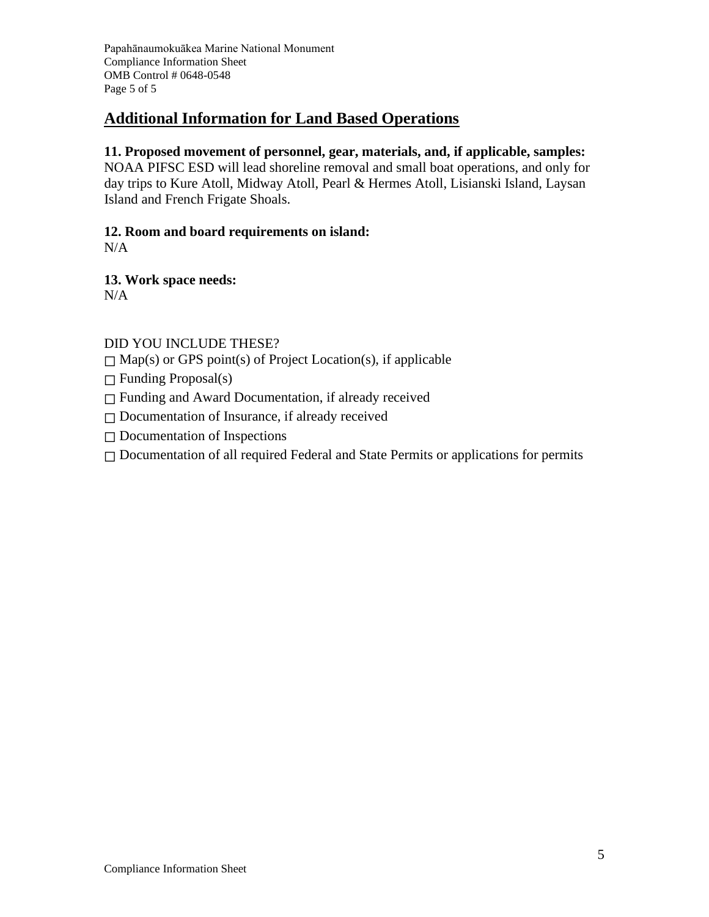## Additional Information for Land Based Operations

**11. Proposed movement of personnel, gear, materials, and, if applicable, samples:**
NOAA PIFSC ESD will lead shoreline removal and small boat operations, and only for day trips to Kure Atoll, Midway Atoll, Pearl & Hermes Atoll, Lisianski Island, Laysan Island and French Frigate Shoals.

**12. Room and board requirements on island:**
N/A

**13. Work space needs:**
N/A

DID YOU INCLUDE THESE?

☐ Map(s) or GPS point(s) of Project Location(s), if applicable

☐ Funding Proposal(s)

☐ Funding and Award Documentation, if already received

☐ Documentation of Insurance, if already received

☐ Documentation of Inspections

☐ Documentation of all required Federal and State Permits or applications for permits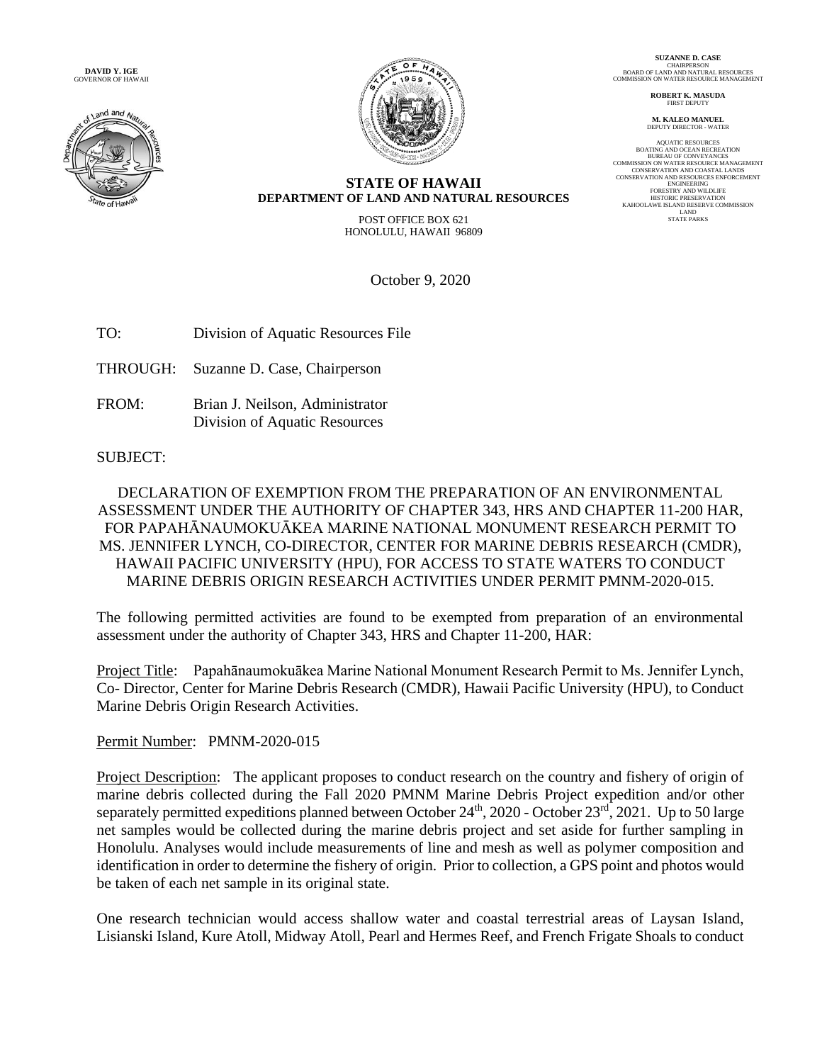**DAVID Y. IGE**
GOVERNOR OF HAWAII

**STATE OF HAWAII**
**DEPARTMENT OF LAND AND NATURAL RESOURCES**

POST OFFICE BOX 621
HONOLULU, HAWAII 96809

**SUZANNE D. CASE**
CHAIRPERSON
BOARD OF LAND AND NATURAL RESOURCES
COMMISSION ON WATER RESOURCE MANAGEMENT

**ROBERT K. MASUDA**
FIRST DEPUTY

**M. KALEO MANUEL**
DEPUTY DIRECTOR - WATER

AQUATIC RESOURCES
BOATING AND OCEAN RECREATION
BUREAU OF CONVEYANCES
COMMISSION ON WATER RESOURCE MANAGEMENT
CONSERVATION AND COASTAL LANDS
CONSERVATION AND RESOURCES ENFORCEMENT
ENGINEERING
FORESTRY AND WILDLIFE
HISTORIC PRESERVATION
KAHOOLAWE ISLAND RESERVE COMMISSION
LAND
STATE PARKS

October 9, 2020

TO: Division of Aquatic Resources File

THROUGH: Suzanne D. Case, Chairperson

FROM: Brian J. Neilson, Administrator
Division of Aquatic Resources

SUBJECT:

DECLARATION OF EXEMPTION FROM THE PREPARATION OF AN ENVIRONMENTAL ASSESSMENT UNDER THE AUTHORITY OF CHAPTER 343, HRS AND CHAPTER 11-200 HAR, FOR PAPAHĀNAUMOKUĀKEA MARINE NATIONAL MONUMENT RESEARCH PERMIT TO MS. JENNIFER LYNCH, CO-DIRECTOR, CENTER FOR MARINE DEBRIS RESEARCH (CMDR), HAWAII PACIFIC UNIVERSITY (HPU), FOR ACCESS TO STATE WATERS TO CONDUCT MARINE DEBRIS ORIGIN RESEARCH ACTIVITIES UNDER PERMIT PMNM-2020-015.

The following permitted activities are found to be exempted from preparation of an environmental assessment under the authority of Chapter 343, HRS and Chapter 11-200, HAR:

Project Title: Papahānaumokuākea Marine National Monument Research Permit to Ms. Jennifer Lynch, Co- Director, Center for Marine Debris Research (CMDR), Hawaii Pacific University (HPU), to Conduct Marine Debris Origin Research Activities.

Permit Number: PMNM-2020-015

Project Description: The applicant proposes to conduct research on the country and fishery of origin of marine debris collected during the Fall 2020 PMNM Marine Debris Project expedition and/or other separately permitted expeditions planned between October 24th, 2020 - October 23rd, 2021. Up to 50 large net samples would be collected during the marine debris project and set aside for further sampling in Honolulu. Analyses would include measurements of line and mesh as well as polymer composition and identification in order to determine the fishery of origin. Prior to collection, a GPS point and photos would be taken of each net sample in its original state.

One research technician would access shallow water and coastal terrestrial areas of Laysan Island, Lisianski Island, Kure Atoll, Midway Atoll, Pearl and Hermes Reef, and French Frigate Shoals to conduct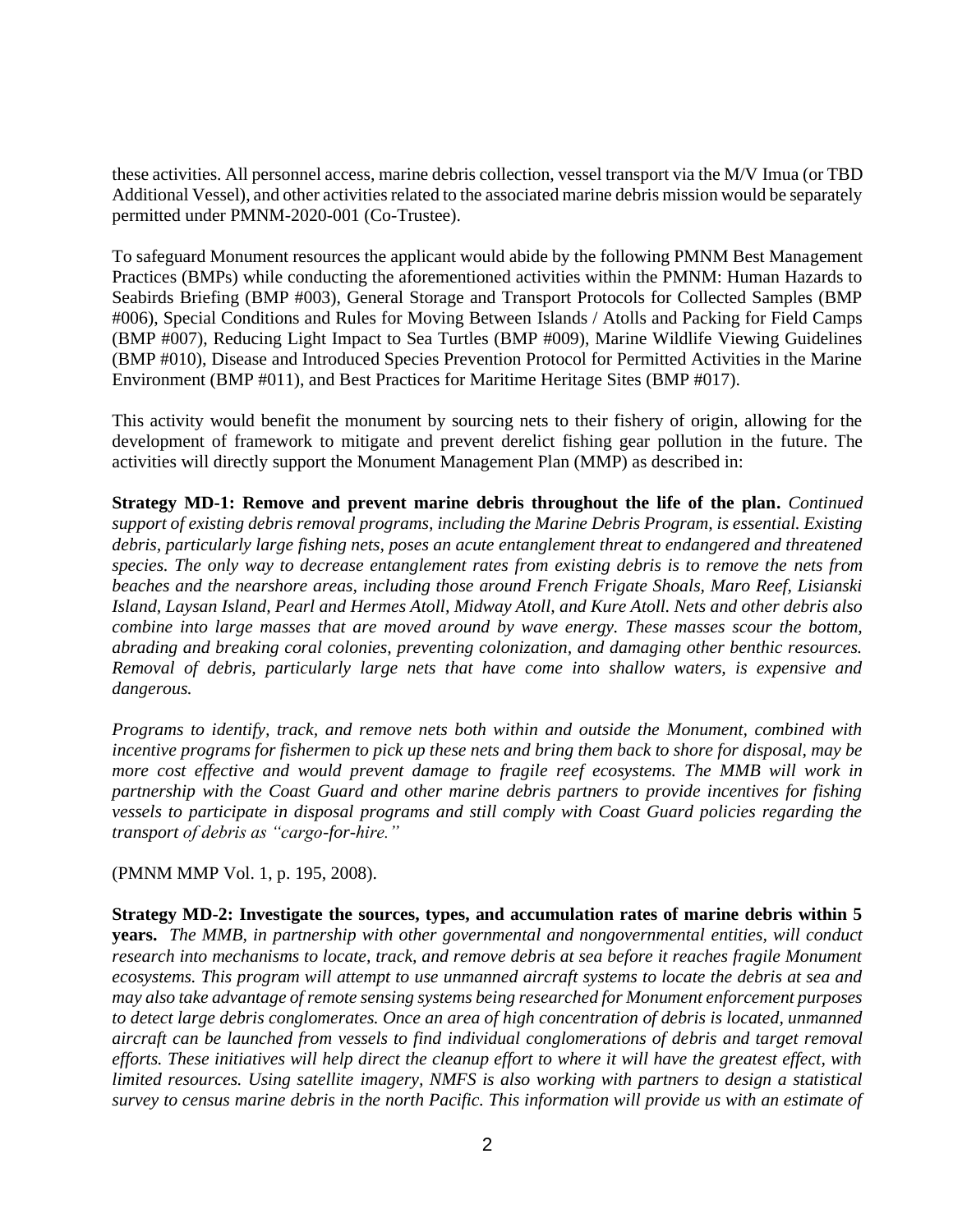these activities. All personnel access, marine debris collection, vessel transport via the M/V Imua (or TBD Additional Vessel), and other activities related to the associated marine debris mission would be separately permitted under PMNM-2020-001 (Co-Trustee).

To safeguard Monument resources the applicant would abide by the following PMNM Best Management Practices (BMPs) while conducting the aforementioned activities within the PMNM: Human Hazards to Seabirds Briefing (BMP #003), General Storage and Transport Protocols for Collected Samples (BMP #006), Special Conditions and Rules for Moving Between Islands / Atolls and Packing for Field Camps (BMP #007), Reducing Light Impact to Sea Turtles (BMP #009), Marine Wildlife Viewing Guidelines (BMP #010), Disease and Introduced Species Prevention Protocol for Permitted Activities in the Marine Environment (BMP #011), and Best Practices for Maritime Heritage Sites (BMP #017).

This activity would benefit the monument by sourcing nets to their fishery of origin, allowing for the development of framework to mitigate and prevent derelict fishing gear pollution in the future. The activities will directly support the Monument Management Plan (MMP) as described in:

**Strategy MD-1: Remove and prevent marine debris throughout the life of the plan.** *Continued support of existing debris removal programs, including the Marine Debris Program, is essential. Existing debris, particularly large fishing nets, poses an acute entanglement threat to endangered and threatened species. The only way to decrease entanglement rates from existing debris is to remove the nets from beaches and the nearshore areas, including those around French Frigate Shoals, Maro Reef, Lisianski Island, Laysan Island, Pearl and Hermes Atoll, Midway Atoll, and Kure Atoll. Nets and other debris also combine into large masses that are moved around by wave energy. These masses scour the bottom, abrading and breaking coral colonies, preventing colonization, and damaging other benthic resources. Removal of debris, particularly large nets that have come into shallow waters, is expensive and dangerous.*

*Programs to identify, track, and remove nets both within and outside the Monument, combined with incentive programs for fishermen to pick up these nets and bring them back to shore for disposal, may be more cost effective and would prevent damage to fragile reef ecosystems. The MMB will work in partnership with the Coast Guard and other marine debris partners to provide incentives for fishing vessels to participate in disposal programs and still comply with Coast Guard policies regarding the transport of debris as "cargo-for-hire."*

(PMNM MMP Vol. 1, p. 195, 2008).

**Strategy MD-2: Investigate the sources, types, and accumulation rates of marine debris within 5 years.** *The MMB, in partnership with other governmental and nongovernmental entities, will conduct research into mechanisms to locate, track, and remove debris at sea before it reaches fragile Monument ecosystems. This program will attempt to use unmanned aircraft systems to locate the debris at sea and may also take advantage of remote sensing systems being researched for Monument enforcement purposes to detect large debris conglomerates. Once an area of high concentration of debris is located, unmanned aircraft can be launched from vessels to find individual conglomerations of debris and target removal efforts. These initiatives will help direct the cleanup effort to where it will have the greatest effect, with limited resources. Using satellite imagery, NMFS is also working with partners to design a statistical survey to census marine debris in the north Pacific. This information will provide us with an estimate of*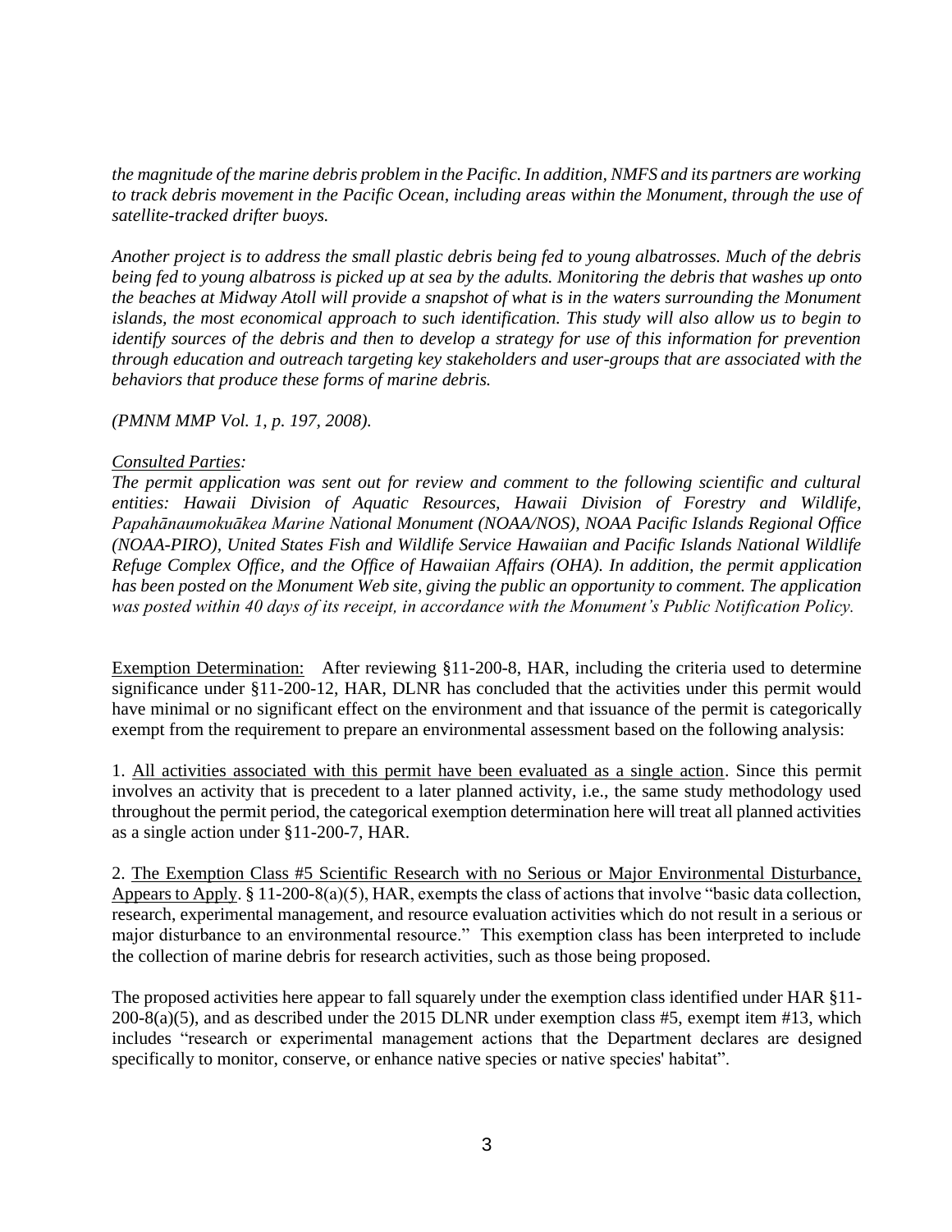*the magnitude of the marine debris problem in the Pacific. In addition, NMFS and its partners are working to track debris movement in the Pacific Ocean, including areas within the Monument, through the use of satellite-tracked drifter buoys.*

*Another project is to address the small plastic debris being fed to young albatrosses. Much of the debris being fed to young albatross is picked up at sea by the adults. Monitoring the debris that washes up onto the beaches at Midway Atoll will provide a snapshot of what is in the waters surrounding the Monument islands, the most economical approach to such identification. This study will also allow us to begin to identify sources of the debris and then to develop a strategy for use of this information for prevention through education and outreach targeting key stakeholders and user-groups that are associated with the behaviors that produce these forms of marine debris.*

*(PMNM MMP Vol. 1, p. 197, 2008).*

*Consulted Parties:*
*The permit application was sent out for review and comment to the following scientific and cultural entities: Hawaii Division of Aquatic Resources, Hawaii Division of Forestry and Wildlife, Papahānaumokuākea Marine National Monument (NOAA/NOS), NOAA Pacific Islands Regional Office (NOAA-PIRO), United States Fish and Wildlife Service Hawaiian and Pacific Islands National Wildlife Refuge Complex Office, and the Office of Hawaiian Affairs (OHA). In addition, the permit application has been posted on the Monument Web site, giving the public an opportunity to comment. The application was posted within 40 days of its receipt, in accordance with the Monument's Public Notification Policy.*

Exemption Determination: After reviewing §11-200-8, HAR, including the criteria used to determine significance under §11-200-12, HAR, DLNR has concluded that the activities under this permit would have minimal or no significant effect on the environment and that issuance of the permit is categorically exempt from the requirement to prepare an environmental assessment based on the following analysis:

1. All activities associated with this permit have been evaluated as a single action. Since this permit involves an activity that is precedent to a later planned activity, i.e., the same study methodology used throughout the permit period, the categorical exemption determination here will treat all planned activities as a single action under §11-200-7, HAR.

2. The Exemption Class #5 Scientific Research with no Serious or Major Environmental Disturbance, Appears to Apply. § 11-200-8(a)(5), HAR, exempts the class of actions that involve "basic data collection, research, experimental management, and resource evaluation activities which do not result in a serious or major disturbance to an environmental resource." This exemption class has been interpreted to include the collection of marine debris for research activities, such as those being proposed.

The proposed activities here appear to fall squarely under the exemption class identified under HAR §11-200-8(a)(5), and as described under the 2015 DLNR under exemption class #5, exempt item #13, which includes "research or experimental management actions that the Department declares are designed specifically to monitor, conserve, or enhance native species or native species' habitat".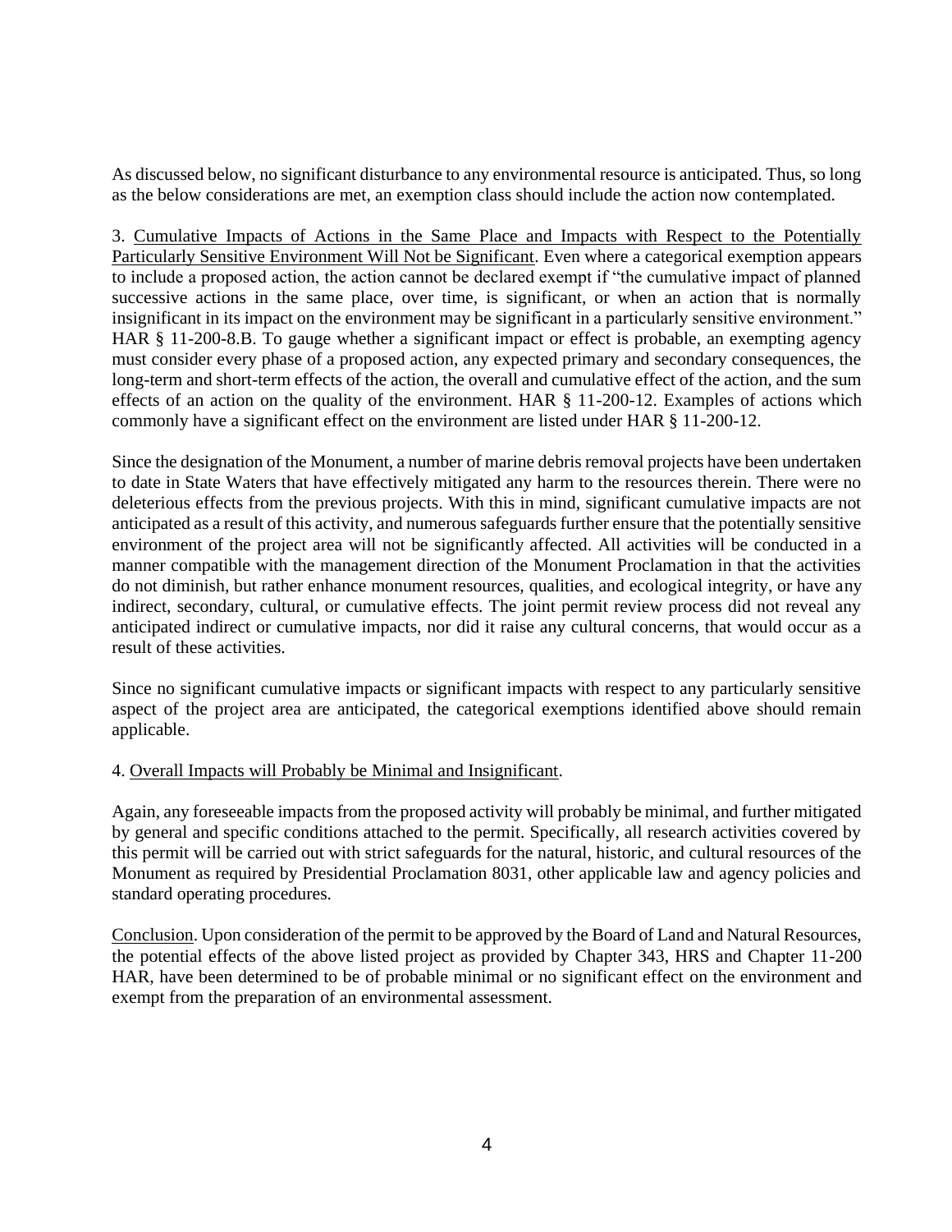As discussed below, no significant disturbance to any environmental resource is anticipated. Thus, so long as the below considerations are met, an exemption class should include the action now contemplated.

3. <u>Cumulative Impacts of Actions in the Same Place and Impacts with Respect to the Potentially Particularly Sensitive Environment Will Not be Significant</u>. Even where a categorical exemption appears to include a proposed action, the action cannot be declared exempt if "the cumulative impact of planned successive actions in the same place, over time, is significant, or when an action that is normally insignificant in its impact on the environment may be significant in a particularly sensitive environment." HAR § 11-200-8.B. To gauge whether a significant impact or effect is probable, an exempting agency must consider every phase of a proposed action, any expected primary and secondary consequences, the long-term and short-term effects of the action, the overall and cumulative effect of the action, and the sum effects of an action on the quality of the environment. HAR § 11-200-12. Examples of actions which commonly have a significant effect on the environment are listed under HAR § 11-200-12.

Since the designation of the Monument, a number of marine debris removal projects have been undertaken to date in State Waters that have effectively mitigated any harm to the resources therein. There were no deleterious effects from the previous projects. With this in mind, significant cumulative impacts are not anticipated as a result of this activity, and numerous safeguards further ensure that the potentially sensitive environment of the project area will not be significantly affected. All activities will be conducted in a manner compatible with the management direction of the Monument Proclamation in that the activities do not diminish, but rather enhance monument resources, qualities, and ecological integrity, or have any indirect, secondary, cultural, or cumulative effects. The joint permit review process did not reveal any anticipated indirect or cumulative impacts, nor did it raise any cultural concerns, that would occur as a result of these activities.

Since no significant cumulative impacts or significant impacts with respect to any particularly sensitive aspect of the project area are anticipated, the categorical exemptions identified above should remain applicable.

4. <u>Overall Impacts will Probably be Minimal and Insignificant</u>.

Again, any foreseeable impacts from the proposed activity will probably be minimal, and further mitigated by general and specific conditions attached to the permit. Specifically, all research activities covered by this permit will be carried out with strict safeguards for the natural, historic, and cultural resources of the Monument as required by Presidential Proclamation 8031, other applicable law and agency policies and standard operating procedures.

<u>Conclusion</u>. Upon consideration of the permit to be approved by the Board of Land and Natural Resources, the potential effects of the above listed project as provided by Chapter 343, HRS and Chapter 11-200 HAR, have been determined to be of probable minimal or no significant effect on the environment and exempt from the preparation of an environmental assessment.